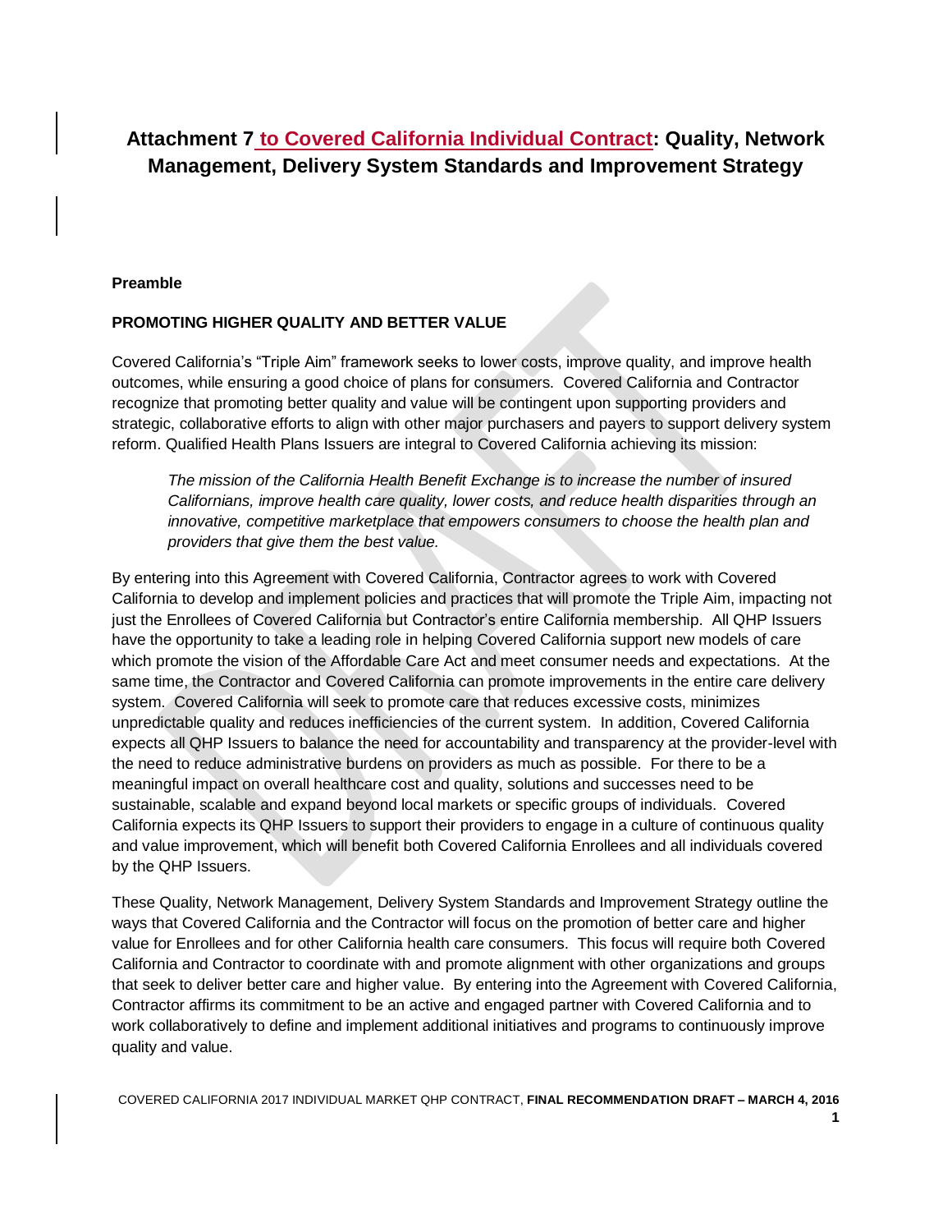# Attachment 7 to Covered California Individual Contract: Quality, Network Management, Delivery System Standards and Improvement Strategy

**Preamble**

**PROMOTING HIGHER QUALITY AND BETTER VALUE**

Covered California's "Triple Aim" framework seeks to lower costs, improve quality, and improve health outcomes, while ensuring a good choice of plans for consumers. Covered California and Contractor recognize that promoting better quality and value will be contingent upon supporting providers and strategic, collaborative efforts to align with other major purchasers and payers to support delivery system reform. Qualified Health Plans Issuers are integral to Covered California achieving its mission:

> *The mission of the California Health Benefit Exchange is to increase the number of insured Californians, improve health care quality, lower costs, and reduce health disparities through an innovative, competitive marketplace that empowers consumers to choose the health plan and providers that give them the best value.*

By entering into this Agreement with Covered California, Contractor agrees to work with Covered California to develop and implement policies and practices that will promote the Triple Aim, impacting not just the Enrollees of Covered California but Contractor's entire California membership. All QHP Issuers have the opportunity to take a leading role in helping Covered California support new models of care which promote the vision of the Affordable Care Act and meet consumer needs and expectations. At the same time, the Contractor and Covered California can promote improvements in the entire care delivery system. Covered California will seek to promote care that reduces excessive costs, minimizes unpredictable quality and reduces inefficiencies of the current system. In addition, Covered California expects all QHP Issuers to balance the need for accountability and transparency at the provider-level with the need to reduce administrative burdens on providers as much as possible. For there to be a meaningful impact on overall healthcare cost and quality, solutions and successes need to be sustainable, scalable and expand beyond local markets or specific groups of individuals. Covered California expects its QHP Issuers to support their providers to engage in a culture of continuous quality and value improvement, which will benefit both Covered California Enrollees and all individuals covered by the QHP Issuers.

These Quality, Network Management, Delivery System Standards and Improvement Strategy outline the ways that Covered California and the Contractor will focus on the promotion of better care and higher value for Enrollees and for other California health care consumers. This focus will require both Covered California and Contractor to coordinate with and promote alignment with other organizations and groups that seek to deliver better care and higher value. By entering into the Agreement with Covered California, Contractor affirms its commitment to be an active and engaged partner with Covered California and to work collaboratively to define and implement additional initiatives and programs to continuously improve quality and value.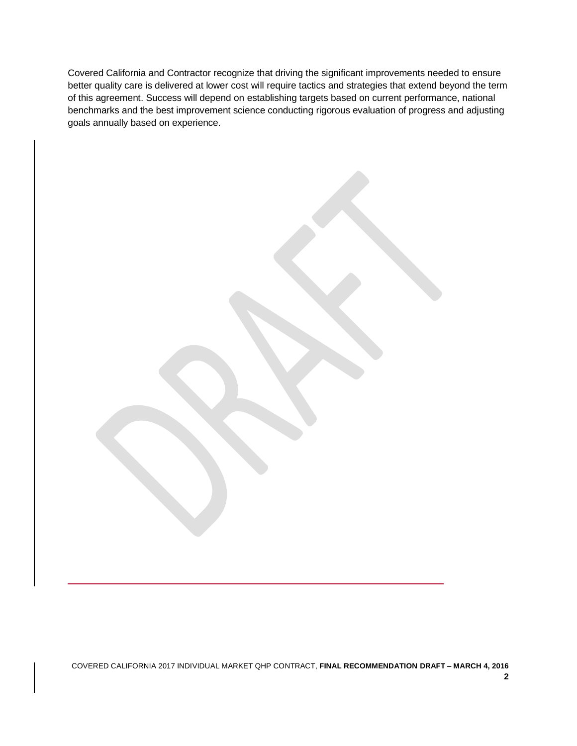Covered California and Contractor recognize that driving the significant improvements needed to ensure better quality care is delivered at lower cost will require tactics and strategies that extend beyond the term of this agreement. Success will depend on establishing targets based on current performance, national benchmarks and the best improvement science conducting rigorous evaluation of progress and adjusting goals annually based on experience.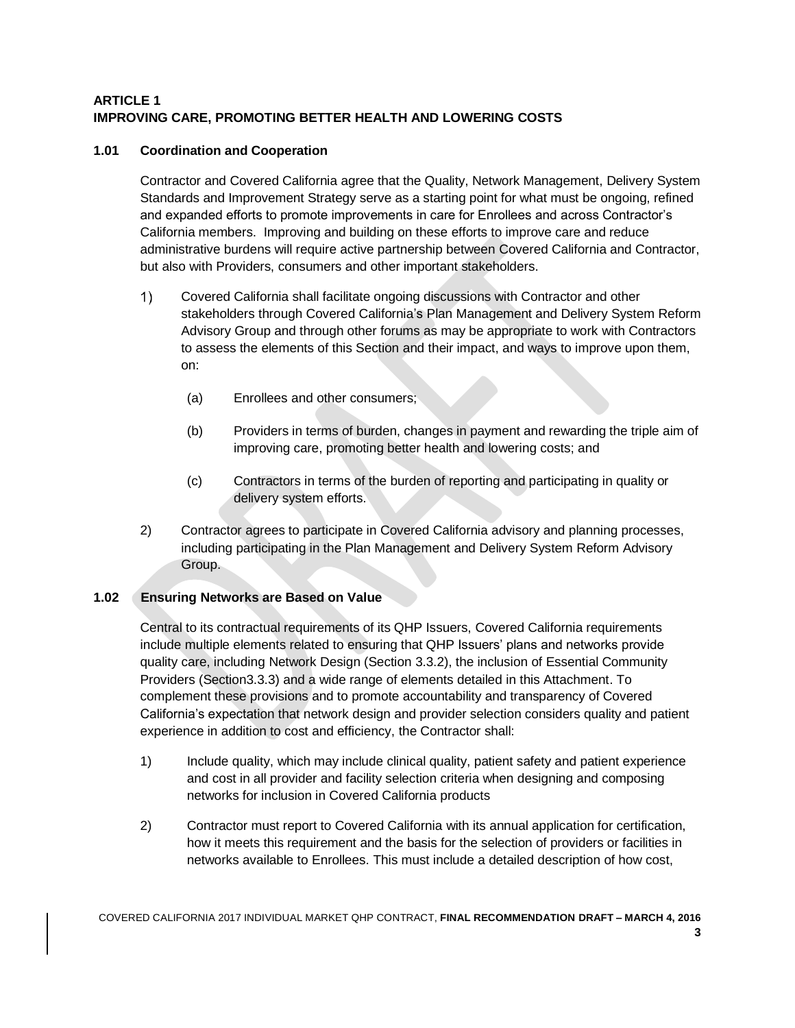## ARTICLE 1
## IMPROVING CARE, PROMOTING BETTER HEALTH AND LOWERING COSTS

### 1.01 Coordination and Cooperation

Contractor and Covered California agree that the Quality, Network Management, Delivery System Standards and Improvement Strategy serve as a starting point for what must be ongoing, refined and expanded efforts to promote improvements in care for Enrollees and across Contractor's California members. Improving and building on these efforts to improve care and reduce administrative burdens will require active partnership between Covered California and Contractor, but also with Providers, consumers and other important stakeholders.

1) Covered California shall facilitate ongoing discussions with Contractor and other stakeholders through Covered California's Plan Management and Delivery System Reform Advisory Group and through other forums as may be appropriate to work with Contractors to assess the elements of this Section and their impact, and ways to improve upon them, on:

   (a) Enrollees and other consumers;

   (b) Providers in terms of burden, changes in payment and rewarding the triple aim of improving care, promoting better health and lowering costs; and

   (c) Contractors in terms of the burden of reporting and participating in quality or delivery system efforts.

2) Contractor agrees to participate in Covered California advisory and planning processes, including participating in the Plan Management and Delivery System Reform Advisory Group.

### 1.02 Ensuring Networks are Based on Value

Central to its contractual requirements of its QHP Issuers, Covered California requirements include multiple elements related to ensuring that QHP Issuers' plans and networks provide quality care, including Network Design (Section 3.3.2), the inclusion of Essential Community Providers (Section3.3.3) and a wide range of elements detailed in this Attachment. To complement these provisions and to promote accountability and transparency of Covered California's expectation that network design and provider selection considers quality and patient experience in addition to cost and efficiency, the Contractor shall:

1) Include quality, which may include clinical quality, patient safety and patient experience and cost in all provider and facility selection criteria when designing and composing networks for inclusion in Covered California products

2) Contractor must report to Covered California with its annual application for certification, how it meets this requirement and the basis for the selection of providers or facilities in networks available to Enrollees. This must include a detailed description of how cost,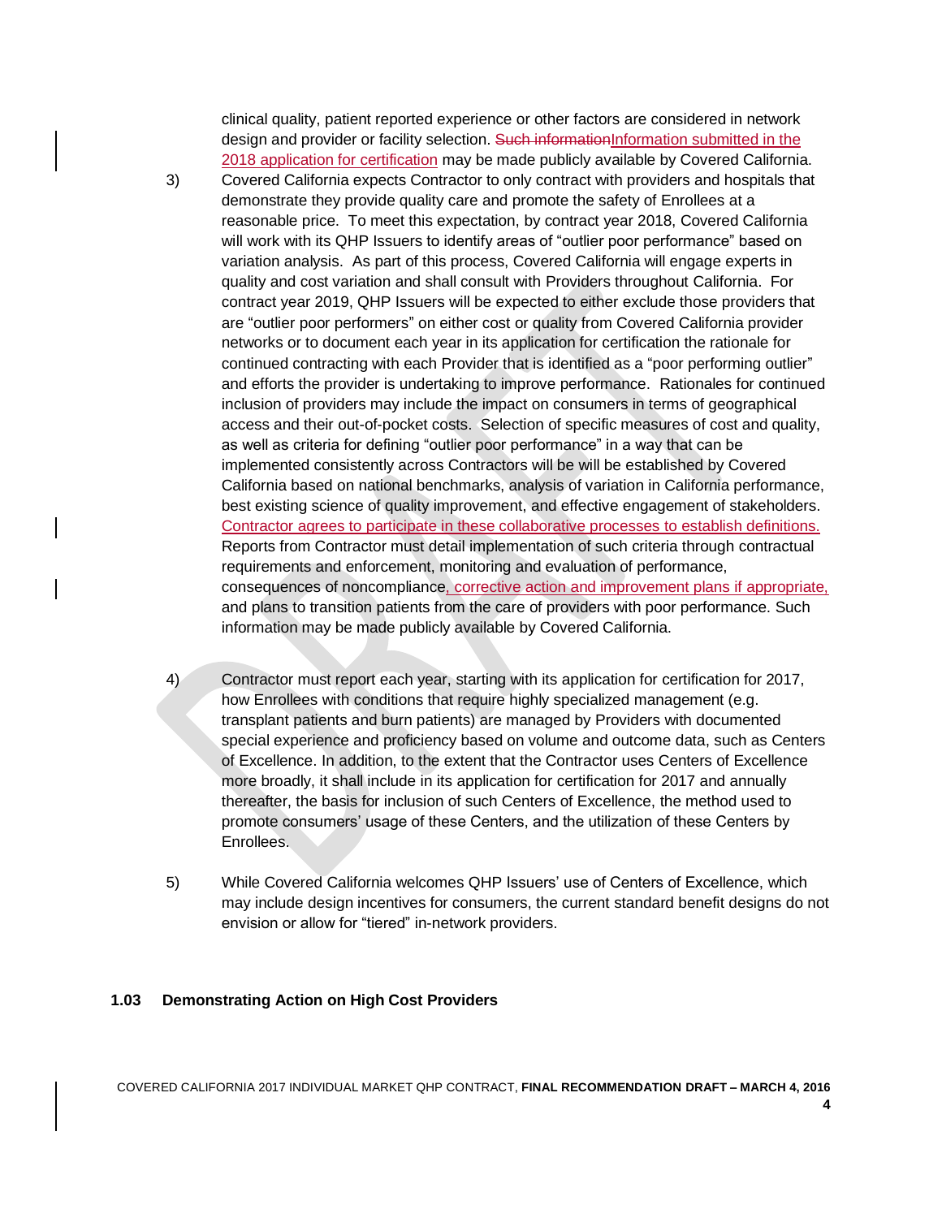clinical quality, patient reported experience or other factors are considered in network design and provider or facility selection. ~~Such information~~Information submitted in the 2018 application for certification may be made publicly available by Covered California.

3) Covered California expects Contractor to only contract with providers and hospitals that demonstrate they provide quality care and promote the safety of Enrollees at a reasonable price. To meet this expectation, by contract year 2018, Covered California will work with its QHP Issuers to identify areas of "outlier poor performance" based on variation analysis. As part of this process, Covered California will engage experts in quality and cost variation and shall consult with Providers throughout California. For contract year 2019, QHP Issuers will be expected to either exclude those providers that are "outlier poor performers" on either cost or quality from Covered California provider networks or to document each year in its application for certification the rationale for continued contracting with each Provider that is identified as a "poor performing outlier" and efforts the provider is undertaking to improve performance. Rationales for continued inclusion of providers may include the impact on consumers in terms of geographical access and their out-of-pocket costs. Selection of specific measures of cost and quality, as well as criteria for defining "outlier poor performance" in a way that can be implemented consistently across Contractors will be will be established by Covered California based on national benchmarks, analysis of variation in California performance, best existing science of quality improvement, and effective engagement of stakeholders. Contractor agrees to participate in these collaborative processes to establish definitions. Reports from Contractor must detail implementation of such criteria through contractual requirements and enforcement, monitoring and evaluation of performance, consequences of noncompliance, corrective action and improvement plans if appropriate, and plans to transition patients from the care of providers with poor performance. Such information may be made publicly available by Covered California.

4) Contractor must report each year, starting with its application for certification for 2017, how Enrollees with conditions that require highly specialized management (e.g. transplant patients and burn patients) are managed by Providers with documented special experience and proficiency based on volume and outcome data, such as Centers of Excellence. In addition, to the extent that the Contractor uses Centers of Excellence more broadly, it shall include in its application for certification for 2017 and annually thereafter, the basis for inclusion of such Centers of Excellence, the method used to promote consumers' usage of these Centers, and the utilization of these Centers by Enrollees.

5) While Covered California welcomes QHP Issuers' use of Centers of Excellence, which may include design incentives for consumers, the current standard benefit designs do not envision or allow for "tiered" in-network providers.

### 1.03 Demonstrating Action on High Cost Providers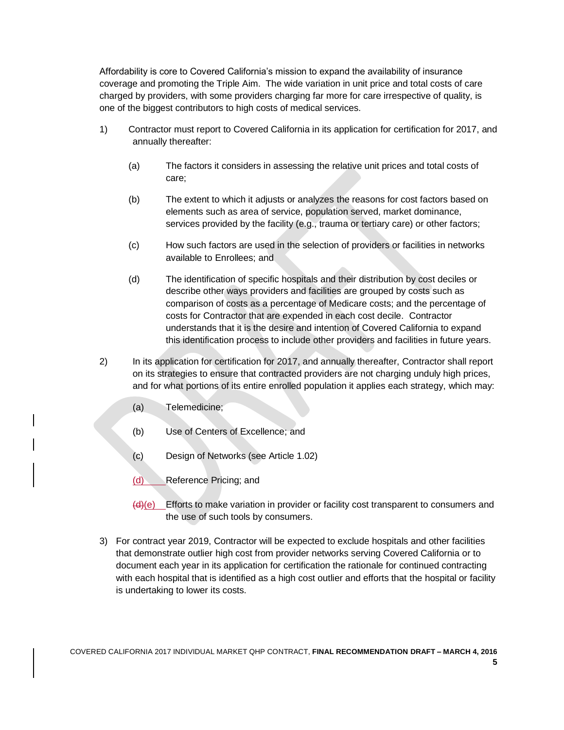Affordability is core to Covered California's mission to expand the availability of insurance coverage and promoting the Triple Aim. The wide variation in unit price and total costs of care charged by providers, with some providers charging far more for care irrespective of quality, is one of the biggest contributors to high costs of medical services.

1) Contractor must report to Covered California in its application for certification for 2017, and annually thereafter:

   (a) The factors it considers in assessing the relative unit prices and total costs of care;

   (b) The extent to which it adjusts or analyzes the reasons for cost factors based on elements such as area of service, population served, market dominance, services provided by the facility (e.g., trauma or tertiary care) or other factors;

   (c) How such factors are used in the selection of providers or facilities in networks available to Enrollees; and

   (d) The identification of specific hospitals and their distribution by cost deciles or describe other ways providers and facilities are grouped by costs such as comparison of costs as a percentage of Medicare costs; and the percentage of costs for Contractor that are expended in each cost decile. Contractor understands that it is the desire and intention of Covered California to expand this identification process to include other providers and facilities in future years.

2) In its application for certification for 2017, and annually thereafter, Contractor shall report on its strategies to ensure that contracted providers are not charging unduly high prices, and for what portions of its entire enrolled population it applies each strategy, which may:

   (a) Telemedicine;

   (b) Use of Centers of Excellence; and

   (c) Design of Networks (see Article 1.02)

   (d) Reference Pricing; and

   ~~(d)~~(e) Efforts to make variation in provider or facility cost transparent to consumers and the use of such tools by consumers.

3) For contract year 2019, Contractor will be expected to exclude hospitals and other facilities that demonstrate outlier high cost from provider networks serving Covered California or to document each year in its application for certification the rationale for continued contracting with each hospital that is identified as a high cost outlier and efforts that the hospital or facility is undertaking to lower its costs.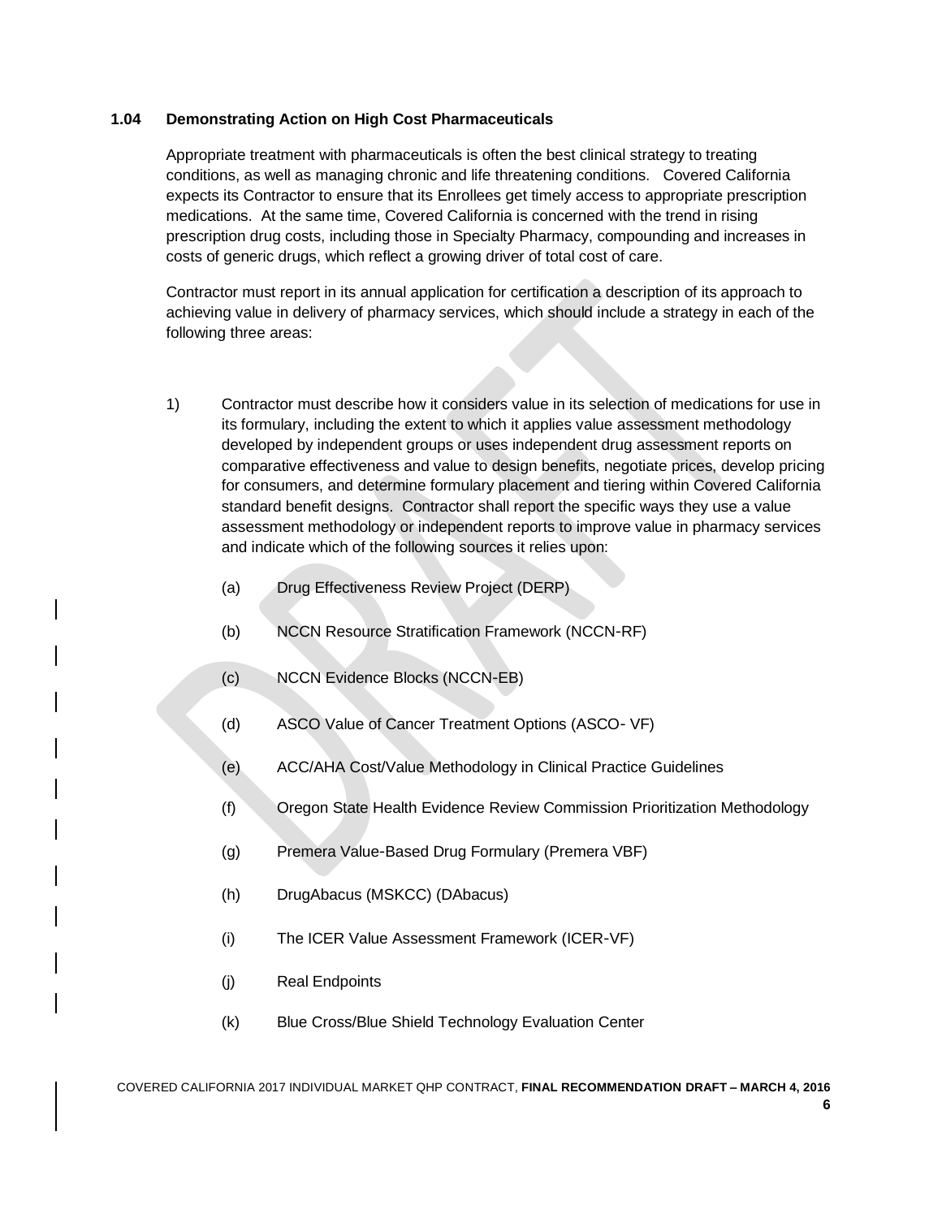### 1.04 Demonstrating Action on High Cost Pharmaceuticals

Appropriate treatment with pharmaceuticals is often the best clinical strategy to treating conditions, as well as managing chronic and life threatening conditions. Covered California expects its Contractor to ensure that its Enrollees get timely access to appropriate prescription medications. At the same time, Covered California is concerned with the trend in rising prescription drug costs, including those in Specialty Pharmacy, compounding and increases in costs of generic drugs, which reflect a growing driver of total cost of care.

Contractor must report in its annual application for certification a description of its approach to achieving value in delivery of pharmacy services, which should include a strategy in each of the following three areas:

1) Contractor must describe how it considers value in its selection of medications for use in its formulary, including the extent to which it applies value assessment methodology developed by independent groups or uses independent drug assessment reports on comparative effectiveness and value to design benefits, negotiate prices, develop pricing for consumers, and determine formulary placement and tiering within Covered California standard benefit designs. Contractor shall report the specific ways they use a value assessment methodology or independent reports to improve value in pharmacy services and indicate which of the following sources it relies upon:

   (a) Drug Effectiveness Review Project (DERP)

   (b) NCCN Resource Stratification Framework (NCCN-RF)

   (c) NCCN Evidence Blocks (NCCN-EB)

   (d) ASCO Value of Cancer Treatment Options (ASCO- VF)

   (e) ACC/AHA Cost/Value Methodology in Clinical Practice Guidelines

   (f) Oregon State Health Evidence Review Commission Prioritization Methodology

   (g) Premera Value-Based Drug Formulary (Premera VBF)

   (h) DrugAbacus (MSKCC) (DAbacus)

   (i) The ICER Value Assessment Framework (ICER-VF)

   (j) Real Endpoints

   (k) Blue Cross/Blue Shield Technology Evaluation Center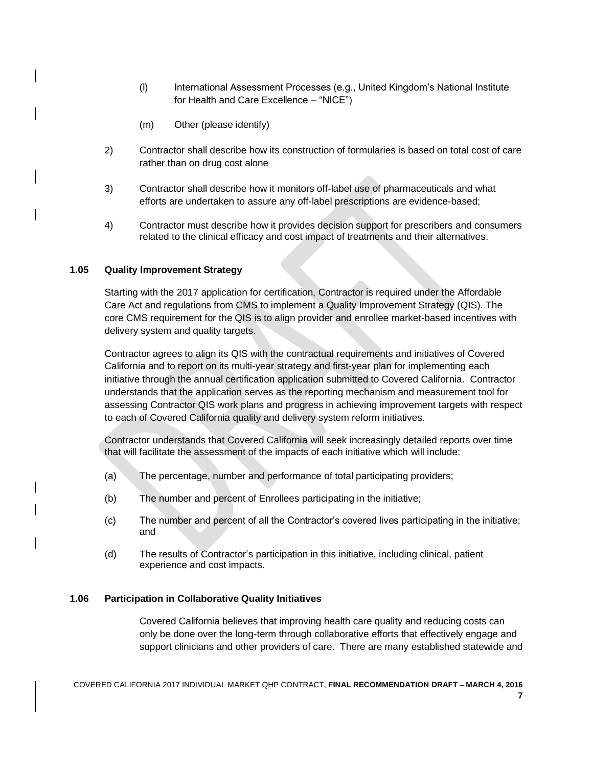(l) International Assessment Processes (e.g., United Kingdom's National Institute for Health and Care Excellence – "NICE")

(m) Other (please identify)

2) Contractor shall describe how its construction of formularies is based on total cost of care rather than on drug cost alone

3) Contractor shall describe how it monitors off-label use of pharmaceuticals and what efforts are undertaken to assure any off-label prescriptions are evidence-based;

4) Contractor must describe how it provides decision support for prescribers and consumers related to the clinical efficacy and cost impact of treatments and their alternatives.

**1.05 Quality Improvement Strategy**

Starting with the 2017 application for certification, Contractor is required under the Affordable Care Act and regulations from CMS to implement a Quality Improvement Strategy (QIS). The core CMS requirement for the QIS is to align provider and enrollee market-based incentives with delivery system and quality targets.

Contractor agrees to align its QIS with the contractual requirements and initiatives of Covered California and to report on its multi-year strategy and first-year plan for implementing each initiative through the annual certification application submitted to Covered California. Contractor understands that the application serves as the reporting mechanism and measurement tool for assessing Contractor QIS work plans and progress in achieving improvement targets with respect to each of Covered California quality and delivery system reform initiatives.

Contractor understands that Covered California will seek increasingly detailed reports over time that will facilitate the assessment of the impacts of each initiative which will include:

(a) The percentage, number and performance of total participating providers;

(b) The number and percent of Enrollees participating in the initiative;

(c) The number and percent of all the Contractor's covered lives participating in the initiative; and

(d) The results of Contractor's participation in this initiative, including clinical, patient experience and cost impacts.

**1.06 Participation in Collaborative Quality Initiatives**

Covered California believes that improving health care quality and reducing costs can only be done over the long-term through collaborative efforts that effectively engage and support clinicians and other providers of care. There are many established statewide and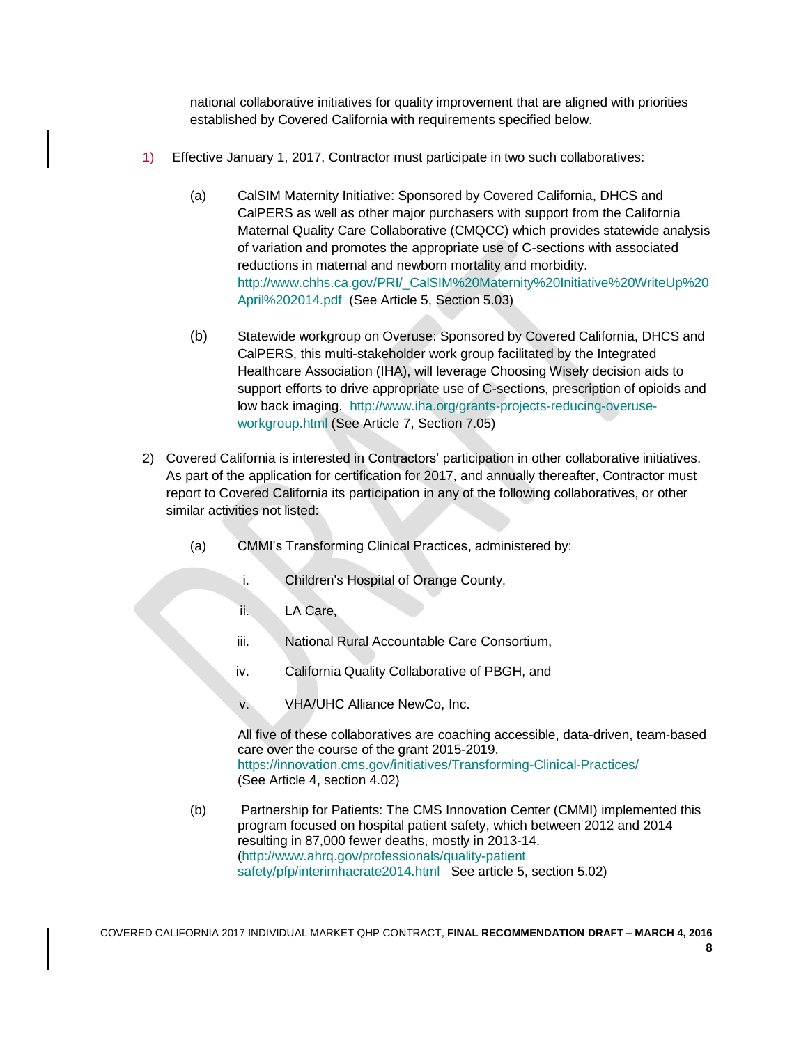national collaborative initiatives for quality improvement that are aligned with priorities established by Covered California with requirements specified below.

1) Effective January 1, 2017, Contractor must participate in two such collaboratives:

   (a) CalSIM Maternity Initiative: Sponsored by Covered California, DHCS and CalPERS as well as other major purchasers with support from the California Maternal Quality Care Collaborative (CMQCC) which provides statewide analysis of variation and promotes the appropriate use of C-sections with associated reductions in maternal and newborn mortality and morbidity. http://www.chhs.ca.gov/PRI/_CalSIM%20Maternity%20Initiative%20WriteUp%20April%202014.pdf (See Article 5, Section 5.03)

   (b) Statewide workgroup on Overuse: Sponsored by Covered California, DHCS and CalPERS, this multi-stakeholder work group facilitated by the Integrated Healthcare Association (IHA), will leverage Choosing Wisely decision aids to support efforts to drive appropriate use of C-sections, prescription of opioids and low back imaging. http://www.iha.org/grants-projects-reducing-overuse-workgroup.html (See Article 7, Section 7.05)

2) Covered California is interested in Contractors' participation in other collaborative initiatives. As part of the application for certification for 2017, and annually thereafter, Contractor must report to Covered California its participation in any of the following collaboratives, or other similar activities not listed:

   (a) CMMI's Transforming Clinical Practices, administered by:

      i. Children's Hospital of Orange County,

      ii. LA Care,

      iii. National Rural Accountable Care Consortium,

      iv. California Quality Collaborative of PBGH, and

      v. VHA/UHC Alliance NewCo, Inc.

      All five of these collaboratives are coaching accessible, data-driven, team-based care over the course of the grant 2015-2019. https://innovation.cms.gov/initiatives/Transforming-Clinical-Practices/ (See Article 4, section 4.02)

   (b) Partnership for Patients: The CMS Innovation Center (CMMI) implemented this program focused on hospital patient safety, which between 2012 and 2014 resulting in 87,000 fewer deaths, mostly in 2013-14. (http://www.ahrq.gov/professionals/quality-patient safety/pfp/interimhacrate2014.html See article 5, section 5.02)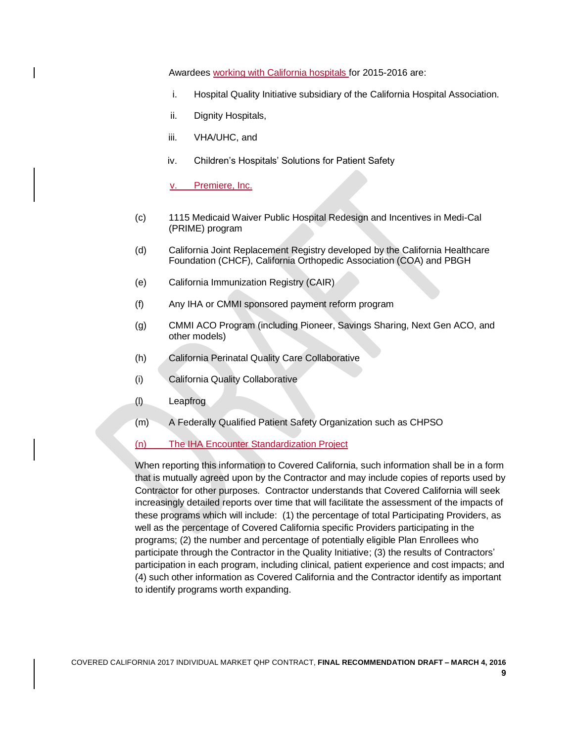Awardees working with California hospitals for 2015-2016 are:

i. Hospital Quality Initiative subsidiary of the California Hospital Association.

ii. Dignity Hospitals,

iii. VHA/UHC, and

iv. Children's Hospitals' Solutions for Patient Safety

v. Premiere, Inc.

(c) 1115 Medicaid Waiver Public Hospital Redesign and Incentives in Medi-Cal (PRIME) program

(d) California Joint Replacement Registry developed by the California Healthcare Foundation (CHCF), California Orthopedic Association (COA) and PBGH

(e) California Immunization Registry (CAIR)

(f) Any IHA or CMMI sponsored payment reform program

(g) CMMI ACO Program (including Pioneer, Savings Sharing, Next Gen ACO, and other models)

(h) California Perinatal Quality Care Collaborative

(i) California Quality Collaborative

(l) Leapfrog

(m) A Federally Qualified Patient Safety Organization such as CHPSO

(n) The IHA Encounter Standardization Project

When reporting this information to Covered California, such information shall be in a form that is mutually agreed upon by the Contractor and may include copies of reports used by Contractor for other purposes. Contractor understands that Covered California will seek increasingly detailed reports over time that will facilitate the assessment of the impacts of these programs which will include: (1) the percentage of total Participating Providers, as well as the percentage of Covered California specific Providers participating in the programs; (2) the number and percentage of potentially eligible Plan Enrollees who participate through the Contractor in the Quality Initiative; (3) the results of Contractors' participation in each program, including clinical, patient experience and cost impacts; and (4) such other information as Covered California and the Contractor identify as important to identify programs worth expanding.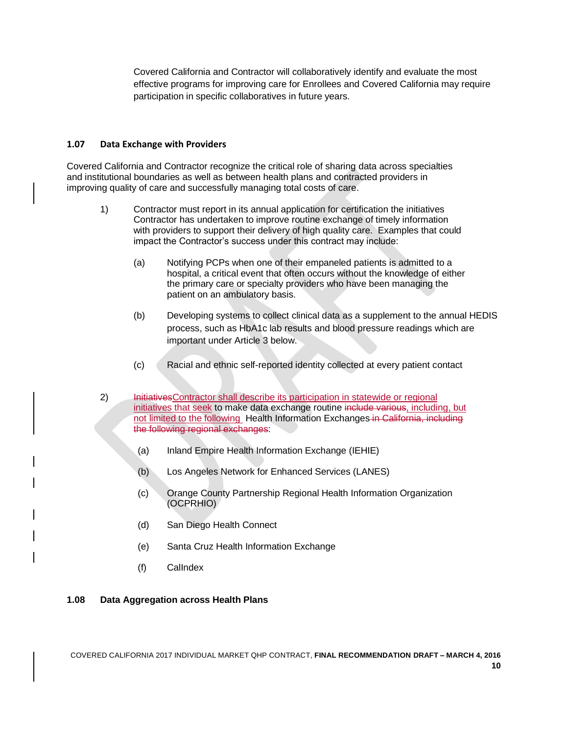Covered California and Contractor will collaboratively identify and evaluate the most effective programs for improving care for Enrollees and Covered California may require participation in specific collaboratives in future years.

### 1.07 Data Exchange with Providers

Covered California and Contractor recognize the critical role of sharing data across specialties and institutional boundaries as well as between health plans and contracted providers in improving quality of care and successfully managing total costs of care.

1) Contractor must report in its annual application for certification the initiatives Contractor has undertaken to improve routine exchange of timely information with providers to support their delivery of high quality care. Examples that could impact the Contractor's success under this contract may include:

   (a) Notifying PCPs when one of their empaneled patients is admitted to a hospital, a critical event that often occurs without the knowledge of either the primary care or specialty providers who have been managing the patient on an ambulatory basis.

   (b) Developing systems to collect clinical data as a supplement to the annual HEDIS process, such as HbA1c lab results and blood pressure readings which are important under Article 3 below.

   (c) Racial and ethnic self-reported identity collected at every patient contact

2) ~~Initiatives~~Contractor shall describe its participation in statewide or regional initiatives that seek to make data exchange routine ~~include various~~, including, but not limited to the following Health Information Exchanges ~~in California, including the following regional exchanges~~:

   (a) Inland Empire Health Information Exchange (IEHIE)

   (b) Los Angeles Network for Enhanced Services (LANES)

   (c) Orange County Partnership Regional Health Information Organization (OCPRHIO)

   (d) San Diego Health Connect

   (e) Santa Cruz Health Information Exchange

   (f) CalIndex

### 1.08 Data Aggregation across Health Plans

COVERED CALIFORNIA 2017 INDIVIDUAL MARKET QHP CONTRACT, **FINAL RECOMMENDATION DRAFT – MARCH 4, 2016**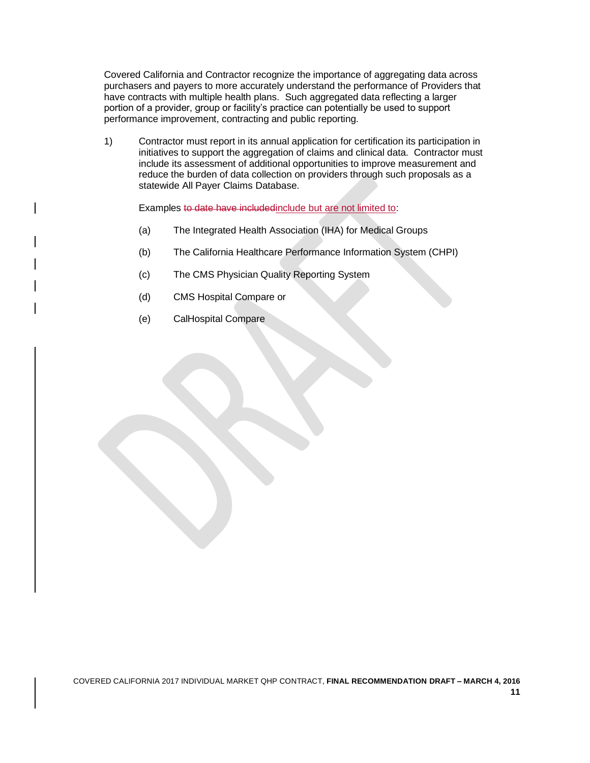Covered California and Contractor recognize the importance of aggregating data across purchasers and payers to more accurately understand the performance of Providers that have contracts with multiple health plans. Such aggregated data reflecting a larger portion of a provider, group or facility's practice can potentially be used to support performance improvement, contracting and public reporting.

1) Contractor must report in its annual application for certification its participation in initiatives to support the aggregation of claims and clinical data. Contractor must include its assessment of additional opportunities to improve measurement and reduce the burden of data collection on providers through such proposals as a statewide All Payer Claims Database.

   Examples ~~to date have included~~include but are not limited to:

   (a) The Integrated Health Association (IHA) for Medical Groups

   (b) The California Healthcare Performance Information System (CHPI)

   (c) The CMS Physician Quality Reporting System

   (d) CMS Hospital Compare or

   (e) CalHospital Compare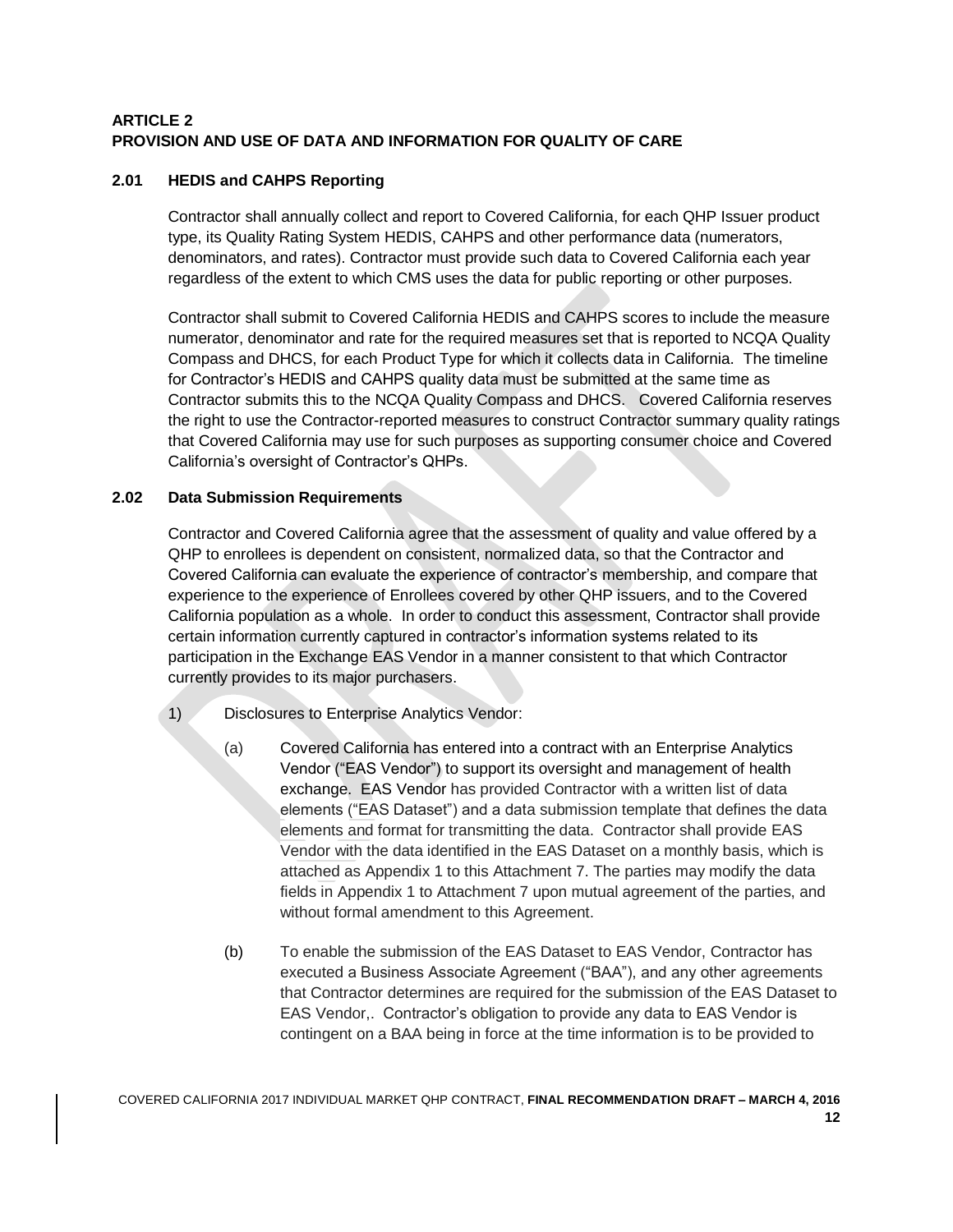## ARTICLE 2
## PROVISION AND USE OF DATA AND INFORMATION FOR QUALITY OF CARE

### 2.01 HEDIS and CAHPS Reporting

Contractor shall annually collect and report to Covered California, for each QHP Issuer product type, its Quality Rating System HEDIS, CAHPS and other performance data (numerators, denominators, and rates). Contractor must provide such data to Covered California each year regardless of the extent to which CMS uses the data for public reporting or other purposes.

Contractor shall submit to Covered California HEDIS and CAHPS scores to include the measure numerator, denominator and rate for the required measures set that is reported to NCQA Quality Compass and DHCS, for each Product Type for which it collects data in California. The timeline for Contractor's HEDIS and CAHPS quality data must be submitted at the same time as Contractor submits this to the NCQA Quality Compass and DHCS. Covered California reserves the right to use the Contractor-reported measures to construct Contractor summary quality ratings that Covered California may use for such purposes as supporting consumer choice and Covered California's oversight of Contractor's QHPs.

### 2.02 Data Submission Requirements

Contractor and Covered California agree that the assessment of quality and value offered by a QHP to enrollees is dependent on consistent, normalized data, so that the Contractor and Covered California can evaluate the experience of contractor's membership, and compare that experience to the experience of Enrollees covered by other QHP issuers, and to the Covered California population as a whole. In order to conduct this assessment, Contractor shall provide certain information currently captured in contractor's information systems related to its participation in the Exchange EAS Vendor in a manner consistent to that which Contractor currently provides to its major purchasers.

1) Disclosures to Enterprise Analytics Vendor:

   (a) Covered California has entered into a contract with an Enterprise Analytics Vendor ("EAS Vendor") to support its oversight and management of health exchange. EAS Vendor has provided Contractor with a written list of data elements ("EAS Dataset") and a data submission template that defines the data elements and format for transmitting the data. Contractor shall provide EAS Vendor with the data identified in the EAS Dataset on a monthly basis, which is attached as Appendix 1 to this Attachment 7. The parties may modify the data fields in Appendix 1 to Attachment 7 upon mutual agreement of the parties, and without formal amendment to this Agreement.

   (b) To enable the submission of the EAS Dataset to EAS Vendor, Contractor has executed a Business Associate Agreement ("BAA"), and any other agreements that Contractor determines are required for the submission of the EAS Dataset to EAS Vendor,. Contractor's obligation to provide any data to EAS Vendor is contingent on a BAA being in force at the time information is to be provided to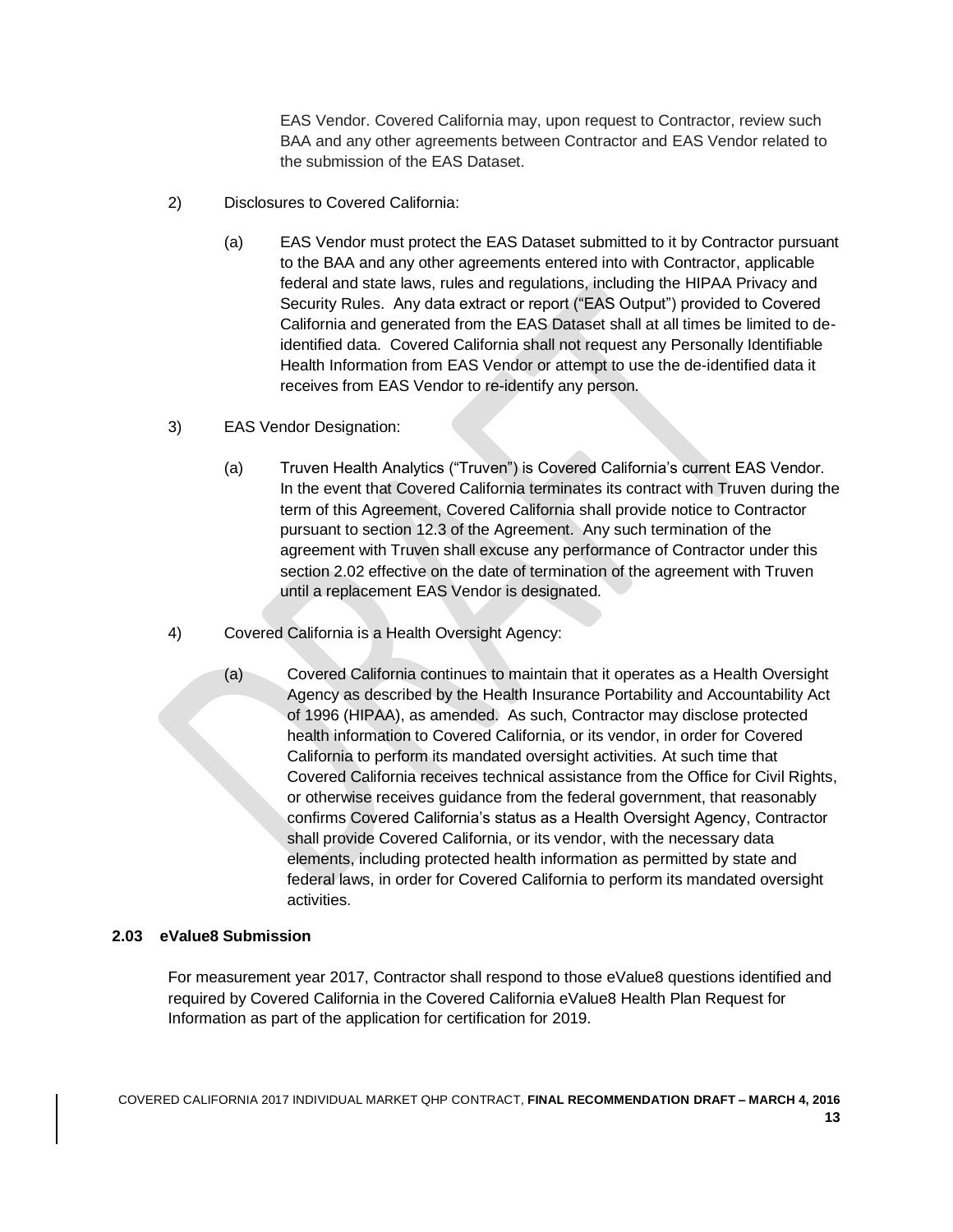EAS Vendor. Covered California may, upon request to Contractor, review such BAA and any other agreements between Contractor and EAS Vendor related to the submission of the EAS Dataset.

2) Disclosures to Covered California:

   (a) EAS Vendor must protect the EAS Dataset submitted to it by Contractor pursuant to the BAA and any other agreements entered into with Contractor, applicable federal and state laws, rules and regulations, including the HIPAA Privacy and Security Rules. Any data extract or report ("EAS Output") provided to Covered California and generated from the EAS Dataset shall at all times be limited to de-identified data. Covered California shall not request any Personally Identifiable Health Information from EAS Vendor or attempt to use the de-identified data it receives from EAS Vendor to re-identify any person.

3) EAS Vendor Designation:

   (a) Truven Health Analytics ("Truven") is Covered California's current EAS Vendor. In the event that Covered California terminates its contract with Truven during the term of this Agreement, Covered California shall provide notice to Contractor pursuant to section 12.3 of the Agreement. Any such termination of the agreement with Truven shall excuse any performance of Contractor under this section 2.02 effective on the date of termination of the agreement with Truven until a replacement EAS Vendor is designated.

4) Covered California is a Health Oversight Agency:

   (a) Covered California continues to maintain that it operates as a Health Oversight Agency as described by the Health Insurance Portability and Accountability Act of 1996 (HIPAA), as amended. As such, Contractor may disclose protected health information to Covered California, or its vendor, in order for Covered California to perform its mandated oversight activities. At such time that Covered California receives technical assistance from the Office for Civil Rights, or otherwise receives guidance from the federal government, that reasonably confirms Covered California's status as a Health Oversight Agency, Contractor shall provide Covered California, or its vendor, with the necessary data elements, including protected health information as permitted by state and federal laws, in order for Covered California to perform its mandated oversight activities.

### 2.03 eValue8 Submission

For measurement year 2017, Contractor shall respond to those eValue8 questions identified and required by Covered California in the Covered California eValue8 Health Plan Request for Information as part of the application for certification for 2019.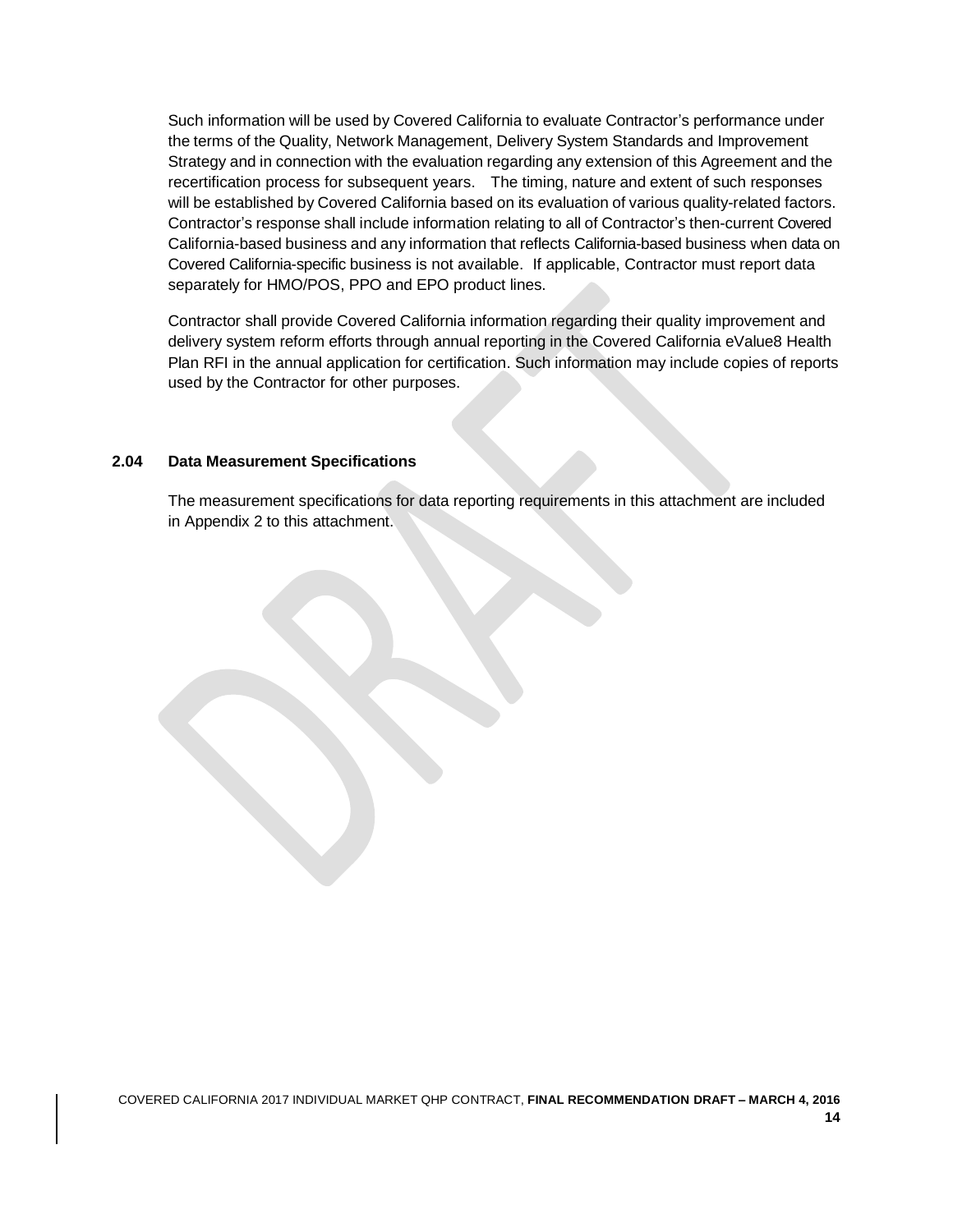Such information will be used by Covered California to evaluate Contractor's performance under the terms of the Quality, Network Management, Delivery System Standards and Improvement Strategy and in connection with the evaluation regarding any extension of this Agreement and the recertification process for subsequent years. The timing, nature and extent of such responses will be established by Covered California based on its evaluation of various quality-related factors. Contractor's response shall include information relating to all of Contractor's then-current Covered California-based business and any information that reflects California-based business when data on Covered California-specific business is not available. If applicable, Contractor must report data separately for HMO/POS, PPO and EPO product lines.

Contractor shall provide Covered California information regarding their quality improvement and delivery system reform efforts through annual reporting in the Covered California eValue8 Health Plan RFI in the annual application for certification. Such information may include copies of reports used by the Contractor for other purposes.

### 2.04 Data Measurement Specifications

The measurement specifications for data reporting requirements in this attachment are included in Appendix 2 to this attachment.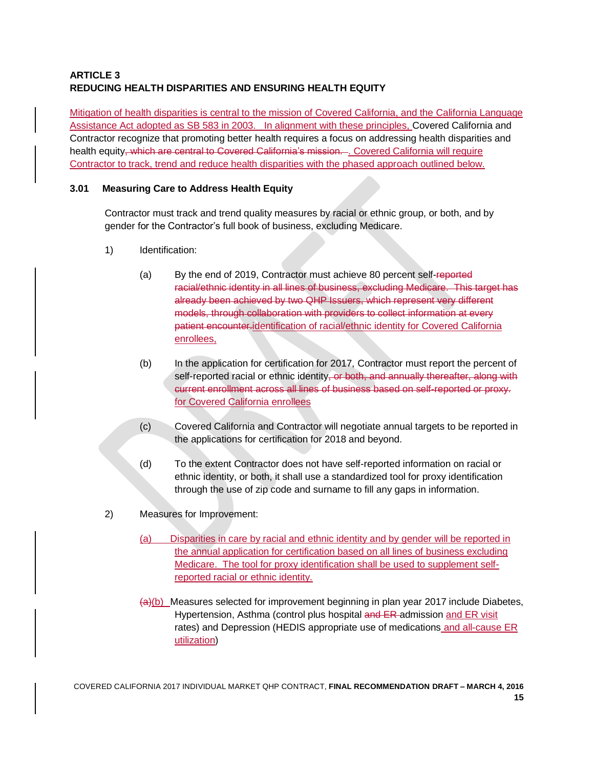**ARTICLE 3**
**REDUCING HEALTH DISPARITIES AND ENSURING HEALTH EQUITY**

Mitigation of health disparities is central to the mission of Covered California, and the California Language Assistance Act adopted as SB 583 in 2003. In alignment with these principles, Covered California and Contractor recognize that promoting better health requires a focus on addressing health disparities and health equity~~, which are central to Covered California's mission.~~ . Covered California will require Contractor to track, trend and reduce health disparities with the phased approach outlined below.

### 3.01 Measuring Care to Address Health Equity

Contractor must track and trend quality measures by racial or ethnic group, or both, and by gender for the Contractor's full book of business, excluding Medicare.

1) Identification:

   (a) By the end of 2019, Contractor must achieve 80 percent self-~~reported racial/ethnic identity in all lines of business, excluding Medicare. This target has already been achieved by two QHP Issuers, which represent very different models, through collaboration with providers to collect information at every patient encounter.~~identification of racial/ethnic identity for Covered California enrollees,

   (b) In the application for certification for 2017, Contractor must report the percent of self-reported racial or ethnic identity~~, or both, and annually thereafter, along with current enrollment across all lines of business based on self-reported or proxy.~~ for Covered California enrollees

   (c) Covered California and Contractor will negotiate annual targets to be reported in the applications for certification for 2018 and beyond.

   (d) To the extent Contractor does not have self-reported information on racial or ethnic identity, or both, it shall use a standardized tool for proxy identification through the use of zip code and surname to fill any gaps in information.

2) Measures for Improvement:

   (a) Disparities in care by racial and ethnic identity and by gender will be reported in the annual application for certification based on all lines of business excluding Medicare. The tool for proxy identification shall be used to supplement self-reported racial or ethnic identity.

   ~~(a)~~(b) Measures selected for improvement beginning in plan year 2017 include Diabetes, Hypertension, Asthma (control plus hospital ~~and ER~~ admission and ER visit rates) and Depression (HEDIS appropriate use of medications and all-cause ER utilization)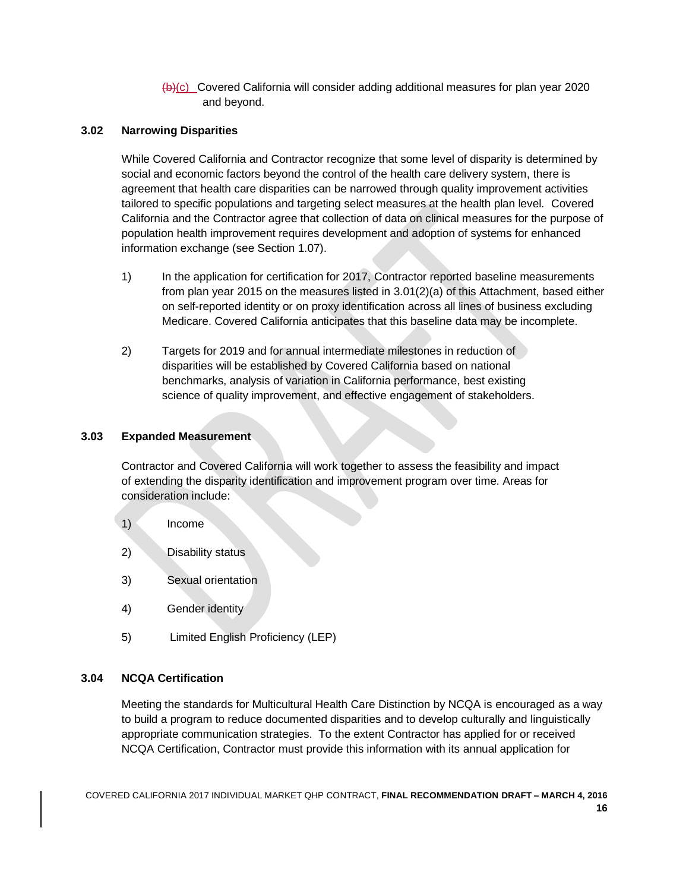~~(b)~~(c) Covered California will consider adding additional measures for plan year 2020 and beyond.

### 3.02 Narrowing Disparities

While Covered California and Contractor recognize that some level of disparity is determined by social and economic factors beyond the control of the health care delivery system, there is agreement that health care disparities can be narrowed through quality improvement activities tailored to specific populations and targeting select measures at the health plan level. Covered California and the Contractor agree that collection of data on clinical measures for the purpose of population health improvement requires development and adoption of systems for enhanced information exchange (see Section 1.07).

1) In the application for certification for 2017, Contractor reported baseline measurements from plan year 2015 on the measures listed in 3.01(2)(a) of this Attachment, based either on self-reported identity or on proxy identification across all lines of business excluding Medicare. Covered California anticipates that this baseline data may be incomplete.

2) Targets for 2019 and for annual intermediate milestones in reduction of disparities will be established by Covered California based on national benchmarks, analysis of variation in California performance, best existing science of quality improvement, and effective engagement of stakeholders.

### 3.03 Expanded Measurement

Contractor and Covered California will work together to assess the feasibility and impact of extending the disparity identification and improvement program over time. Areas for consideration include:

1) Income

2) Disability status

3) Sexual orientation

4) Gender identity

5) Limited English Proficiency (LEP)

### 3.04 NCQA Certification

Meeting the standards for Multicultural Health Care Distinction by NCQA is encouraged as a way to build a program to reduce documented disparities and to develop culturally and linguistically appropriate communication strategies. To the extent Contractor has applied for or received NCQA Certification, Contractor must provide this information with its annual application for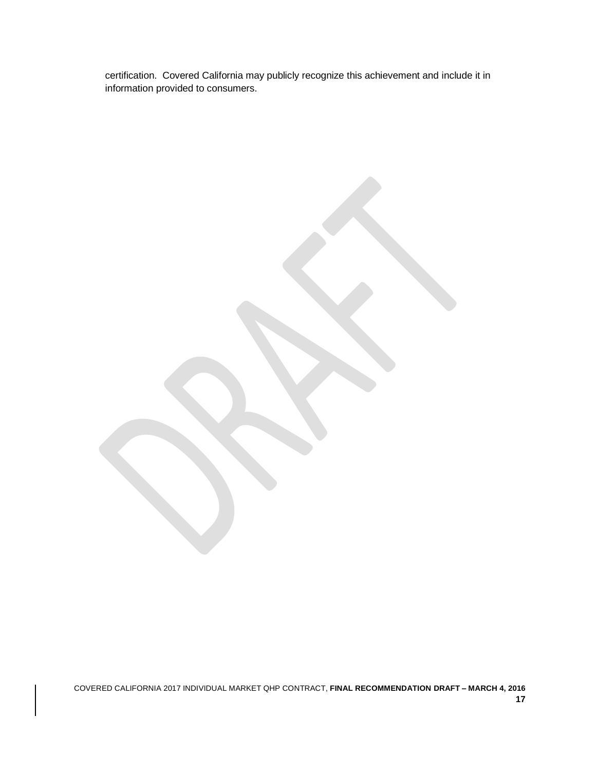certification. Covered California may publicly recognize this achievement and include it in information provided to consumers.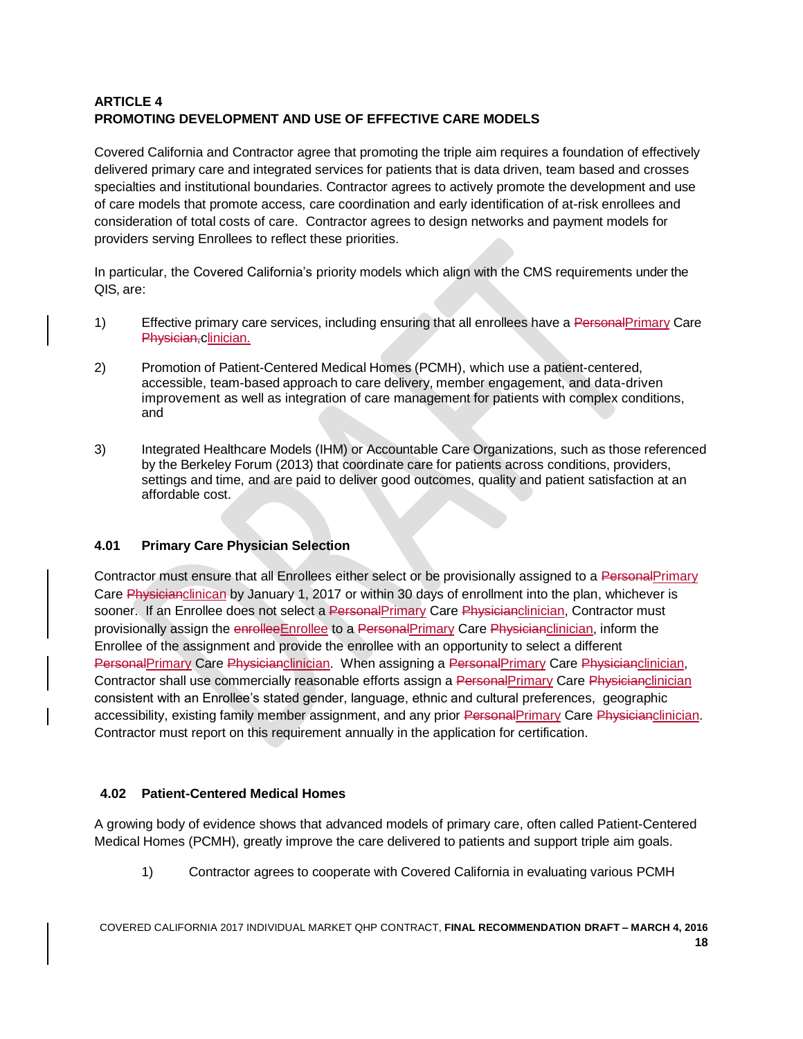## ARTICLE 4
## PROMOTING DEVELOPMENT AND USE OF EFFECTIVE CARE MODELS

Covered California and Contractor agree that promoting the triple aim requires a foundation of effectively delivered primary care and integrated services for patients that is data driven, team based and crosses specialties and institutional boundaries. Contractor agrees to actively promote the development and use of care models that promote access, care coordination and early identification of at-risk enrollees and consideration of total costs of care. Contractor agrees to design networks and payment models for providers serving Enrollees to reflect these priorities.

In particular, the Covered California's priority models which align with the CMS requirements under the QIS, are:

1) Effective primary care services, including ensuring that all enrollees have a ~~Personal~~Primary Care ~~Physician,~~clinician.

2) Promotion of Patient-Centered Medical Homes (PCMH), which use a patient-centered, accessible, team-based approach to care delivery, member engagement, and data-driven improvement as well as integration of care management for patients with complex conditions, and

3) Integrated Healthcare Models (IHM) or Accountable Care Organizations, such as those referenced by the Berkeley Forum (2013) that coordinate care for patients across conditions, providers, settings and time, and are paid to deliver good outcomes, quality and patient satisfaction at an affordable cost.

### 4.01 Primary Care Physician Selection

Contractor must ensure that all Enrollees either select or be provisionally assigned to a ~~Personal~~Primary Care ~~Physician~~clinican by January 1, 2017 or within 30 days of enrollment into the plan, whichever is sooner. If an Enrollee does not select a ~~Personal~~Primary Care ~~Physician~~clinician, Contractor must provisionally assign the ~~enrollee~~Enrollee to a ~~Personal~~Primary Care ~~Physician~~clinician, inform the Enrollee of the assignment and provide the enrollee with an opportunity to select a different ~~Personal~~Primary Care ~~Physician~~clinician. When assigning a ~~Personal~~Primary Care ~~Physician~~clinician, Contractor shall use commercially reasonable efforts assign a ~~Personal~~Primary Care ~~Physician~~clinician consistent with an Enrollee's stated gender, language, ethnic and cultural preferences, geographic accessibility, existing family member assignment, and any prior ~~Personal~~Primary Care ~~Physician~~clinician. Contractor must report on this requirement annually in the application for certification.

### 4.02 Patient-Centered Medical Homes

A growing body of evidence shows that advanced models of primary care, often called Patient-Centered Medical Homes (PCMH), greatly improve the care delivered to patients and support triple aim goals.

1) Contractor agrees to cooperate with Covered California in evaluating various PCMH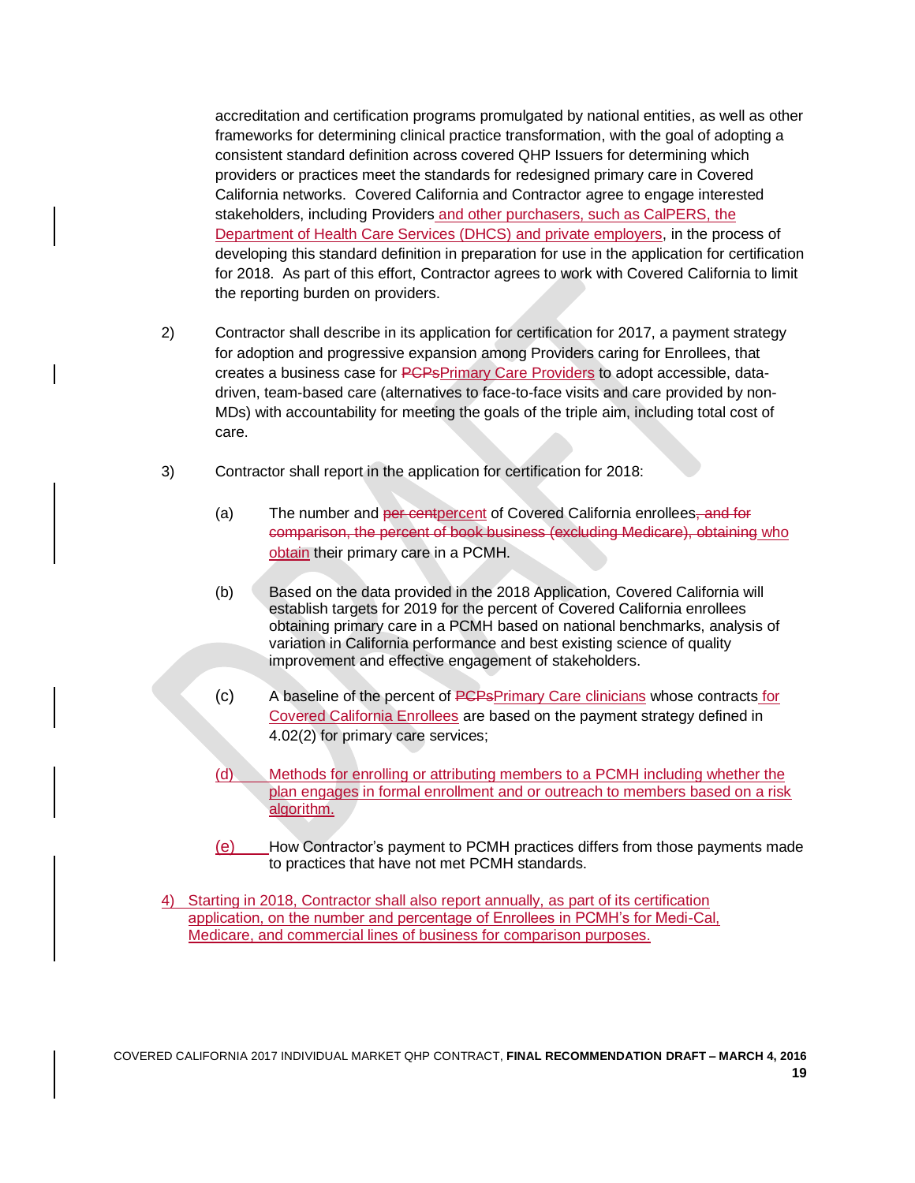accreditation and certification programs promulgated by national entities, as well as other frameworks for determining clinical practice transformation, with the goal of adopting a consistent standard definition across covered QHP Issuers for determining which providers or practices meet the standards for redesigned primary care in Covered California networks. Covered California and Contractor agree to engage interested stakeholders, including Providers and other purchasers, such as CalPERS, the Department of Health Care Services (DHCS) and private employers, in the process of developing this standard definition in preparation for use in the application for certification for 2018. As part of this effort, Contractor agrees to work with Covered California to limit the reporting burden on providers.

2) Contractor shall describe in its application for certification for 2017, a payment strategy for adoption and progressive expansion among Providers caring for Enrollees, that creates a business case for ~~PCPs~~Primary Care Providers to adopt accessible, data-driven, team-based care (alternatives to face-to-face visits and care provided by non-MDs) with accountability for meeting the goals of the triple aim, including total cost of care.

3) Contractor shall report in the application for certification for 2018:

   (a) The number and ~~per cent~~percent of Covered California enrollees~~, and for comparison, the percent of book business (excluding Medicare), obtaining~~ who obtain their primary care in a PCMH.

   (b) Based on the data provided in the 2018 Application, Covered California will establish targets for 2019 for the percent of Covered California enrollees obtaining primary care in a PCMH based on national benchmarks, analysis of variation in California performance and best existing science of quality improvement and effective engagement of stakeholders.

   (c) A baseline of the percent of ~~PCPs~~Primary Care clinicians whose contracts for Covered California Enrollees are based on the payment strategy defined in 4.02(2) for primary care services;

   (d) Methods for enrolling or attributing members to a PCMH including whether the plan engages in formal enrollment and or outreach to members based on a risk algorithm.

   (e) How Contractor's payment to PCMH practices differs from those payments made to practices that have not met PCMH standards.

4) Starting in 2018, Contractor shall also report annually, as part of its certification application, on the number and percentage of Enrollees in PCMH's for Medi-Cal, Medicare, and commercial lines of business for comparison purposes.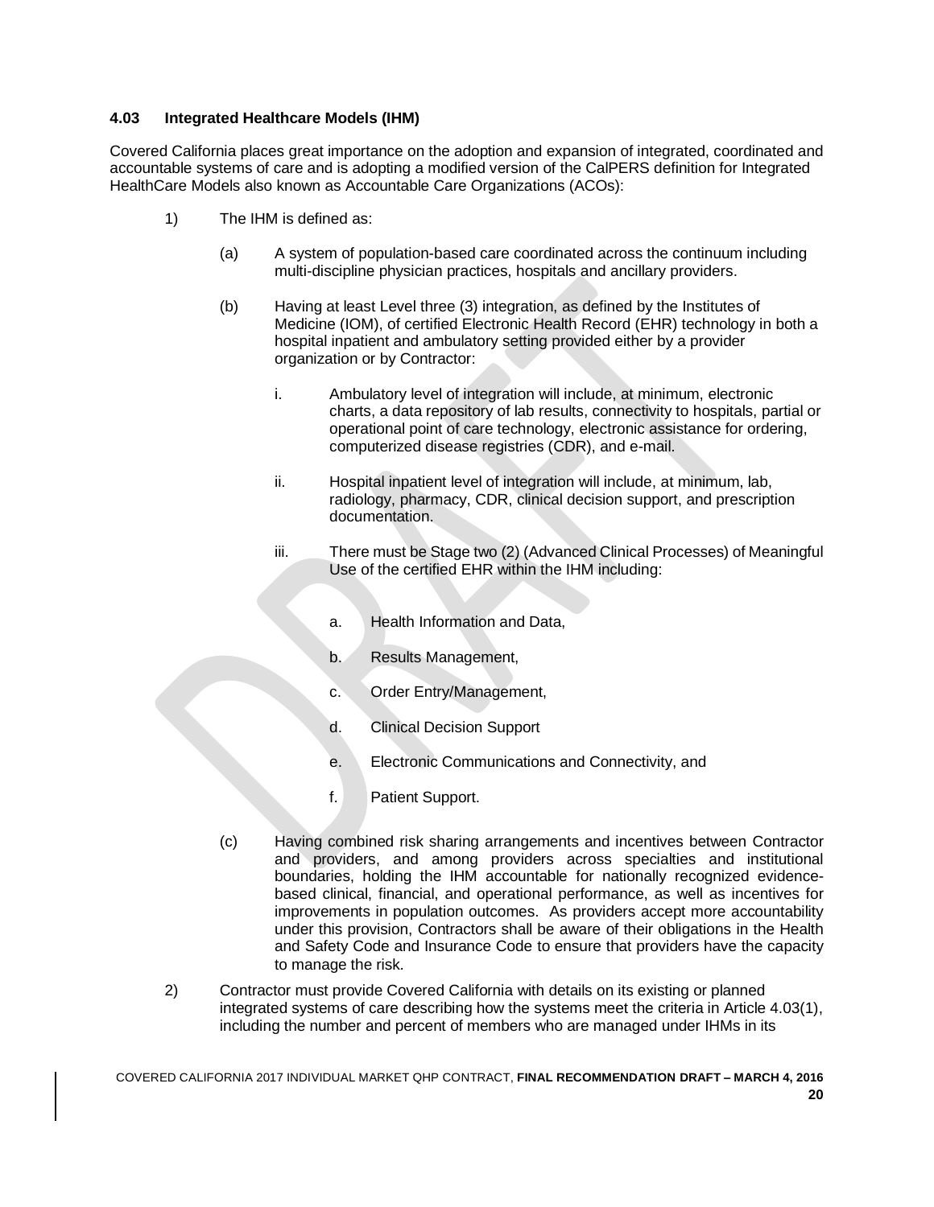### 4.03 Integrated Healthcare Models (IHM)

Covered California places great importance on the adoption and expansion of integrated, coordinated and accountable systems of care and is adopting a modified version of the CalPERS definition for Integrated HealthCare Models also known as Accountable Care Organizations (ACOs):

1) The IHM is defined as:

   (a) A system of population-based care coordinated across the continuum including multi-discipline physician practices, hospitals and ancillary providers.

   (b) Having at least Level three (3) integration, as defined by the Institutes of Medicine (IOM), of certified Electronic Health Record (EHR) technology in both a hospital inpatient and ambulatory setting provided either by a provider organization or by Contractor:

      i. Ambulatory level of integration will include, at minimum, electronic charts, a data repository of lab results, connectivity to hospitals, partial or operational point of care technology, electronic assistance for ordering, computerized disease registries (CDR), and e-mail.

      ii. Hospital inpatient level of integration will include, at minimum, lab, radiology, pharmacy, CDR, clinical decision support, and prescription documentation.

      iii. There must be Stage two (2) (Advanced Clinical Processes) of Meaningful Use of the certified EHR within the IHM including:

         a. Health Information and Data,

         b. Results Management,

         c. Order Entry/Management,

         d. Clinical Decision Support

         e. Electronic Communications and Connectivity, and

         f. Patient Support.

   (c) Having combined risk sharing arrangements and incentives between Contractor and providers, and among providers across specialties and institutional boundaries, holding the IHM accountable for nationally recognized evidence-based clinical, financial, and operational performance, as well as incentives for improvements in population outcomes. As providers accept more accountability under this provision, Contractors shall be aware of their obligations in the Health and Safety Code and Insurance Code to ensure that providers have the capacity to manage the risk.

2) Contractor must provide Covered California with details on its existing or planned integrated systems of care describing how the systems meet the criteria in Article 4.03(1), including the number and percent of members who are managed under IHMs in its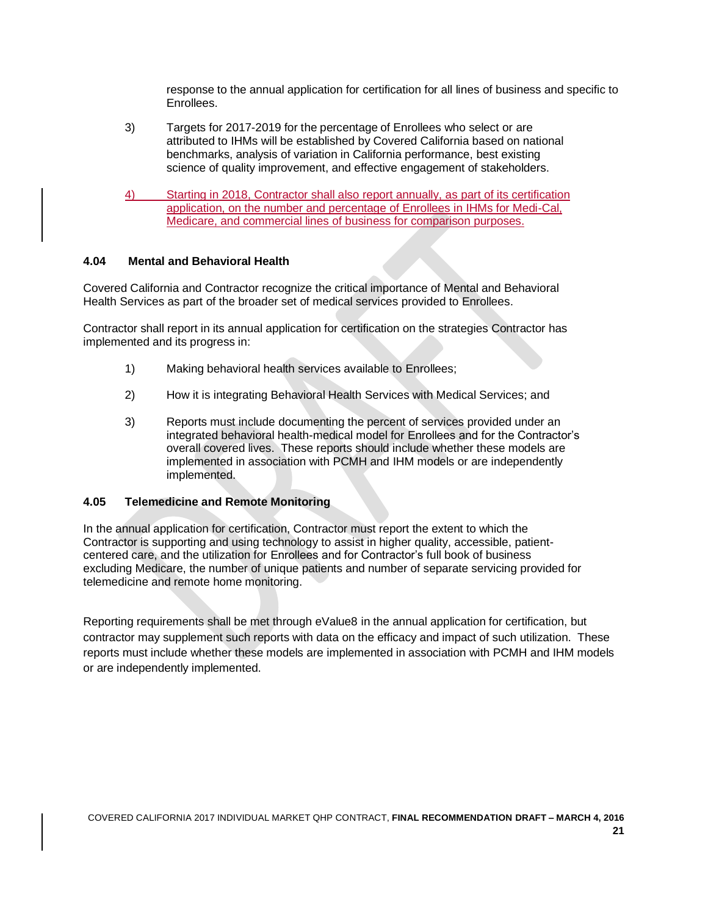response to the annual application for certification for all lines of business and specific to Enrollees.

3) Targets for 2017-2019 for the percentage of Enrollees who select or are attributed to IHMs will be established by Covered California based on national benchmarks, analysis of variation in California performance, best existing science of quality improvement, and effective engagement of stakeholders.

4) Starting in 2018, Contractor shall also report annually, as part of its certification application, on the number and percentage of Enrollees in IHMs for Medi-Cal, Medicare, and commercial lines of business for comparison purposes.

### 4.04 Mental and Behavioral Health

Covered California and Contractor recognize the critical importance of Mental and Behavioral Health Services as part of the broader set of medical services provided to Enrollees.

Contractor shall report in its annual application for certification on the strategies Contractor has implemented and its progress in:

1) Making behavioral health services available to Enrollees;

2) How it is integrating Behavioral Health Services with Medical Services; and

3) Reports must include documenting the percent of services provided under an integrated behavioral health-medical model for Enrollees and for the Contractor's overall covered lives. These reports should include whether these models are implemented in association with PCMH and IHM models or are independently implemented.

### 4.05 Telemedicine and Remote Monitoring

In the annual application for certification, Contractor must report the extent to which the Contractor is supporting and using technology to assist in higher quality, accessible, patient-centered care, and the utilization for Enrollees and for Contractor's full book of business excluding Medicare, the number of unique patients and number of separate servicing provided for telemedicine and remote home monitoring.

Reporting requirements shall be met through eValue8 in the annual application for certification, but contractor may supplement such reports with data on the efficacy and impact of such utilization. These reports must include whether these models are implemented in association with PCMH and IHM models or are independently implemented.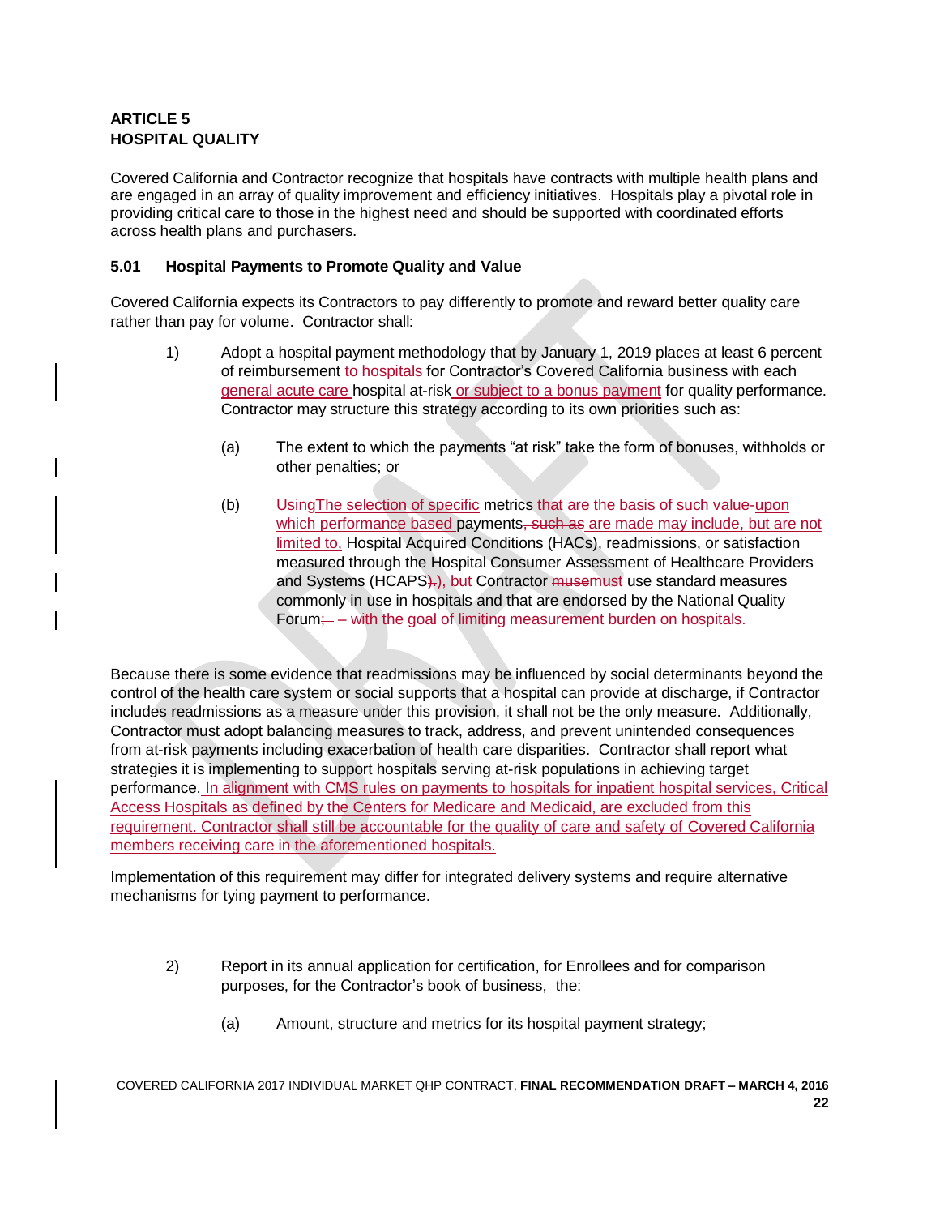**ARTICLE 5**
**HOSPITAL QUALITY**

Covered California and Contractor recognize that hospitals have contracts with multiple health plans and are engaged in an array of quality improvement and efficiency initiatives. Hospitals play a pivotal role in providing critical care to those in the highest need and should be supported with coordinated efforts across health plans and purchasers.

**5.01 Hospital Payments to Promote Quality and Value**

Covered California expects its Contractors to pay differently to promote and reward better quality care rather than pay for volume. Contractor shall:

1) Adopt a hospital payment methodology that by January 1, 2019 places at least 6 percent of reimbursement to hospitals for Contractor's Covered California business with each general acute care hospital at-risk or subject to a bonus payment for quality performance. Contractor may structure this strategy according to its own priorities such as:

   (a) The extent to which the payments "at risk" take the form of bonuses, withholds or other penalties; or

   (b) ~~Using~~The selection of specific metrics ~~that are the basis of such value-~~upon which performance based payments~~, such as~~ are made may include, but are not limited to, Hospital Acquired Conditions (HACs), readmissions, or satisfaction measured through the Hospital Consumer Assessment of Healthcare Providers and Systems (HCAPS~~).~~), but Contractor ~~muse~~must use standard measures commonly in use in hospitals and that are endorsed by the National Quality Forum~~; –~~ – with the goal of limiting measurement burden on hospitals.

Because there is some evidence that readmissions may be influenced by social determinants beyond the control of the health care system or social supports that a hospital can provide at discharge, if Contractor includes readmissions as a measure under this provision, it shall not be the only measure. Additionally, Contractor must adopt balancing measures to track, address, and prevent unintended consequences from at-risk payments including exacerbation of health care disparities. Contractor shall report what strategies it is implementing to support hospitals serving at-risk populations in achieving target performance. In alignment with CMS rules on payments to hospitals for inpatient hospital services, Critical Access Hospitals as defined by the Centers for Medicare and Medicaid, are excluded from this requirement. Contractor shall still be accountable for the quality of care and safety of Covered California members receiving care in the aforementioned hospitals.

Implementation of this requirement may differ for integrated delivery systems and require alternative mechanisms for tying payment to performance.

2) Report in its annual application for certification, for Enrollees and for comparison purposes, for the Contractor's book of business, the:

   (a) Amount, structure and metrics for its hospital payment strategy;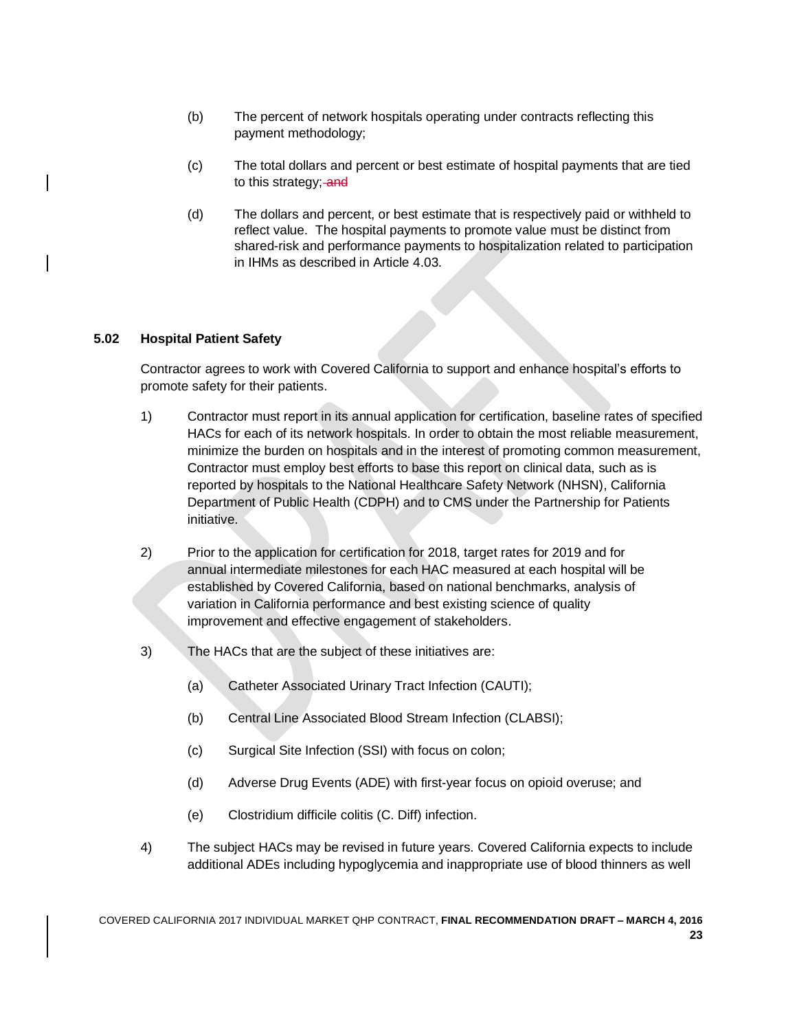(b) The percent of network hospitals operating under contracts reflecting this payment methodology;

(c) The total dollars and percent or best estimate of hospital payments that are tied to this strategy; ~~and~~

(d) The dollars and percent, or best estimate that is respectively paid or withheld to reflect value. The hospital payments to promote value must be distinct from shared-risk and performance payments to hospitalization related to participation in IHMs as described in Article 4.03.

### 5.02 Hospital Patient Safety

Contractor agrees to work with Covered California to support and enhance hospital's efforts to promote safety for their patients.

1) Contractor must report in its annual application for certification, baseline rates of specified HACs for each of its network hospitals. In order to obtain the most reliable measurement, minimize the burden on hospitals and in the interest of promoting common measurement, Contractor must employ best efforts to base this report on clinical data, such as is reported by hospitals to the National Healthcare Safety Network (NHSN), California Department of Public Health (CDPH) and to CMS under the Partnership for Patients initiative.

2) Prior to the application for certification for 2018, target rates for 2019 and for annual intermediate milestones for each HAC measured at each hospital will be established by Covered California, based on national benchmarks, analysis of variation in California performance and best existing science of quality improvement and effective engagement of stakeholders.

3) The HACs that are the subject of these initiatives are:

   (a) Catheter Associated Urinary Tract Infection (CAUTI);

   (b) Central Line Associated Blood Stream Infection (CLABSI);

   (c) Surgical Site Infection (SSI) with focus on colon;

   (d) Adverse Drug Events (ADE) with first-year focus on opioid overuse; and

   (e) Clostridium difficile colitis (C. Diff) infection.

4) The subject HACs may be revised in future years. Covered California expects to include additional ADEs including hypoglycemia and inappropriate use of blood thinners as well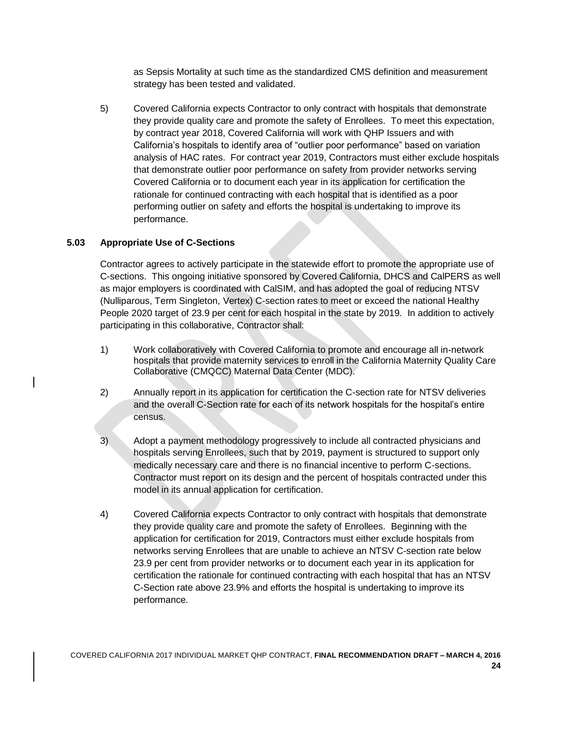as Sepsis Mortality at such time as the standardized CMS definition and measurement strategy has been tested and validated.

5) Covered California expects Contractor to only contract with hospitals that demonstrate they provide quality care and promote the safety of Enrollees. To meet this expectation, by contract year 2018, Covered California will work with QHP Issuers and with California's hospitals to identify area of "outlier poor performance" based on variation analysis of HAC rates. For contract year 2019, Contractors must either exclude hospitals that demonstrate outlier poor performance on safety from provider networks serving Covered California or to document each year in its application for certification the rationale for continued contracting with each hospital that is identified as a poor performing outlier on safety and efforts the hospital is undertaking to improve its performance.

### 5.03 Appropriate Use of C-Sections

Contractor agrees to actively participate in the statewide effort to promote the appropriate use of C-sections. This ongoing initiative sponsored by Covered California, DHCS and CalPERS as well as major employers is coordinated with CalSIM, and has adopted the goal of reducing NTSV (Nulliparous, Term Singleton, Vertex) C-section rates to meet or exceed the national Healthy People 2020 target of 23.9 per cent for each hospital in the state by 2019. In addition to actively participating in this collaborative, Contractor shall:

1) Work collaboratively with Covered California to promote and encourage all in-network hospitals that provide maternity services to enroll in the California Maternity Quality Care Collaborative (CMQCC) Maternal Data Center (MDC).

2) Annually report in its application for certification the C-section rate for NTSV deliveries and the overall C-Section rate for each of its network hospitals for the hospital's entire census.

3) Adopt a payment methodology progressively to include all contracted physicians and hospitals serving Enrollees, such that by 2019, payment is structured to support only medically necessary care and there is no financial incentive to perform C-sections. Contractor must report on its design and the percent of hospitals contracted under this model in its annual application for certification.

4) Covered California expects Contractor to only contract with hospitals that demonstrate they provide quality care and promote the safety of Enrollees. Beginning with the application for certification for 2019, Contractors must either exclude hospitals from networks serving Enrollees that are unable to achieve an NTSV C-section rate below 23.9 per cent from provider networks or to document each year in its application for certification the rationale for continued contracting with each hospital that has an NTSV C-Section rate above 23.9% and efforts the hospital is undertaking to improve its performance.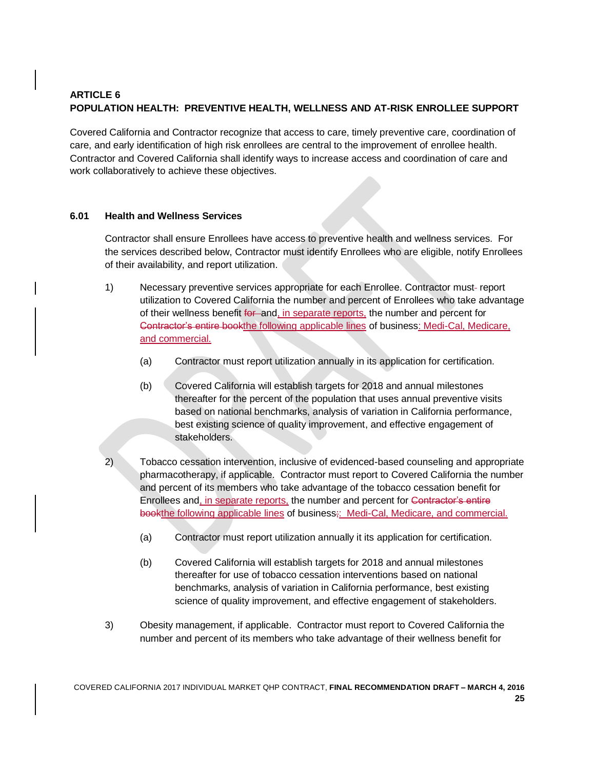**ARTICLE 6**
**POPULATION HEALTH: PREVENTIVE HEALTH, WELLNESS AND AT-RISK ENROLLEE SUPPORT**

Covered California and Contractor recognize that access to care, timely preventive care, coordination of care, and early identification of high risk enrollees are central to the improvement of enrollee health. Contractor and Covered California shall identify ways to increase access and coordination of care and work collaboratively to achieve these objectives.

### 6.01 Health and Wellness Services

Contractor shall ensure Enrollees have access to preventive health and wellness services. For the services described below, Contractor must identify Enrollees who are eligible, notify Enrollees of their availability, and report utilization.

1) Necessary preventive services appropriate for each Enrollee. Contractor must report utilization to Covered California the number and percent of Enrollees who take advantage of their wellness benefit ~~for~~ and, in separate reports, the number and percent for ~~Contractor's entire book~~the following applicable lines of business: Medi-Cal, Medicare, and commercial.

    (a) Contractor must report utilization annually in its application for certification.

    (b) Covered California will establish targets for 2018 and annual milestones thereafter for the percent of the population that uses annual preventive visits based on national benchmarks, analysis of variation in California performance, best existing science of quality improvement, and effective engagement of stakeholders.

2) Tobacco cessation intervention, inclusive of evidenced-based counseling and appropriate pharmacotherapy, if applicable. Contractor must report to Covered California the number and percent of its members who take advantage of the tobacco cessation benefit for Enrollees and, in separate reports, the number and percent for ~~Contractor's entire book~~the following applicable lines of business~~;~~: Medi-Cal, Medicare, and commercial.

    (a) Contractor must report utilization annually it its application for certification.

    (b) Covered California will establish targets for 2018 and annual milestones thereafter for use of tobacco cessation interventions based on national benchmarks, analysis of variation in California performance, best existing science of quality improvement, and effective engagement of stakeholders.

3) Obesity management, if applicable. Contractor must report to Covered California the number and percent of its members who take advantage of their wellness benefit for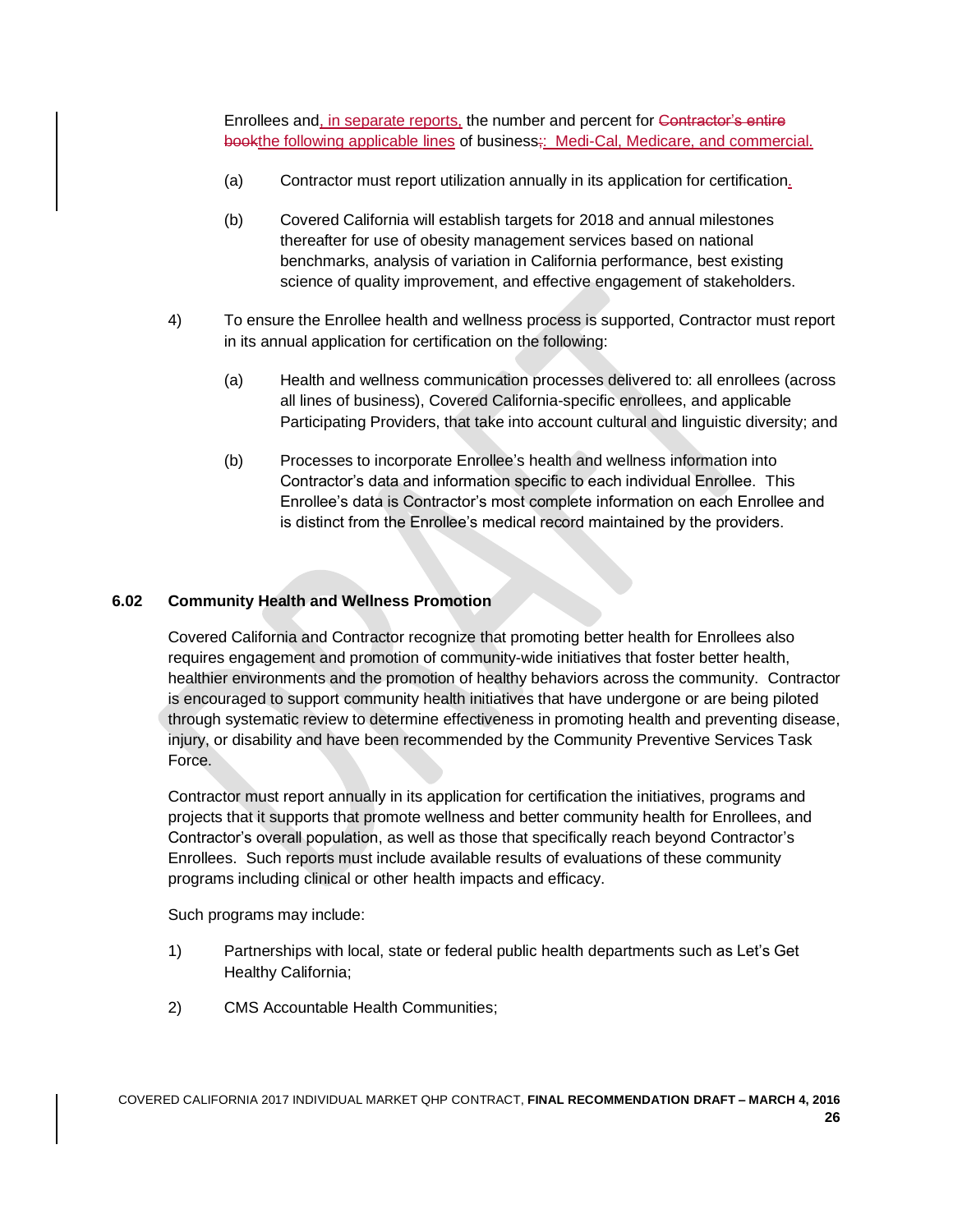Enrollees and, in separate reports, the number and percent for ~~Contractor's entire book~~the following applicable lines of business~~;~~: Medi-Cal, Medicare, and commercial.

(a) Contractor must report utilization annually in its application for certification.

(b) Covered California will establish targets for 2018 and annual milestones thereafter for use of obesity management services based on national benchmarks, analysis of variation in California performance, best existing science of quality improvement, and effective engagement of stakeholders.

4) To ensure the Enrollee health and wellness process is supported, Contractor must report in its annual application for certification on the following:

(a) Health and wellness communication processes delivered to: all enrollees (across all lines of business), Covered California-specific enrollees, and applicable Participating Providers, that take into account cultural and linguistic diversity; and

(b) Processes to incorporate Enrollee's health and wellness information into Contractor's data and information specific to each individual Enrollee. This Enrollee's data is Contractor's most complete information on each Enrollee and is distinct from the Enrollee's medical record maintained by the providers.

### 6.02 Community Health and Wellness Promotion

Covered California and Contractor recognize that promoting better health for Enrollees also requires engagement and promotion of community-wide initiatives that foster better health, healthier environments and the promotion of healthy behaviors across the community. Contractor is encouraged to support community health initiatives that have undergone or are being piloted through systematic review to determine effectiveness in promoting health and preventing disease, injury, or disability and have been recommended by the Community Preventive Services Task Force.

Contractor must report annually in its application for certification the initiatives, programs and projects that it supports that promote wellness and better community health for Enrollees, and Contractor's overall population, as well as those that specifically reach beyond Contractor's Enrollees. Such reports must include available results of evaluations of these community programs including clinical or other health impacts and efficacy.

Such programs may include:

1) Partnerships with local, state or federal public health departments such as Let's Get Healthy California;

2) CMS Accountable Health Communities;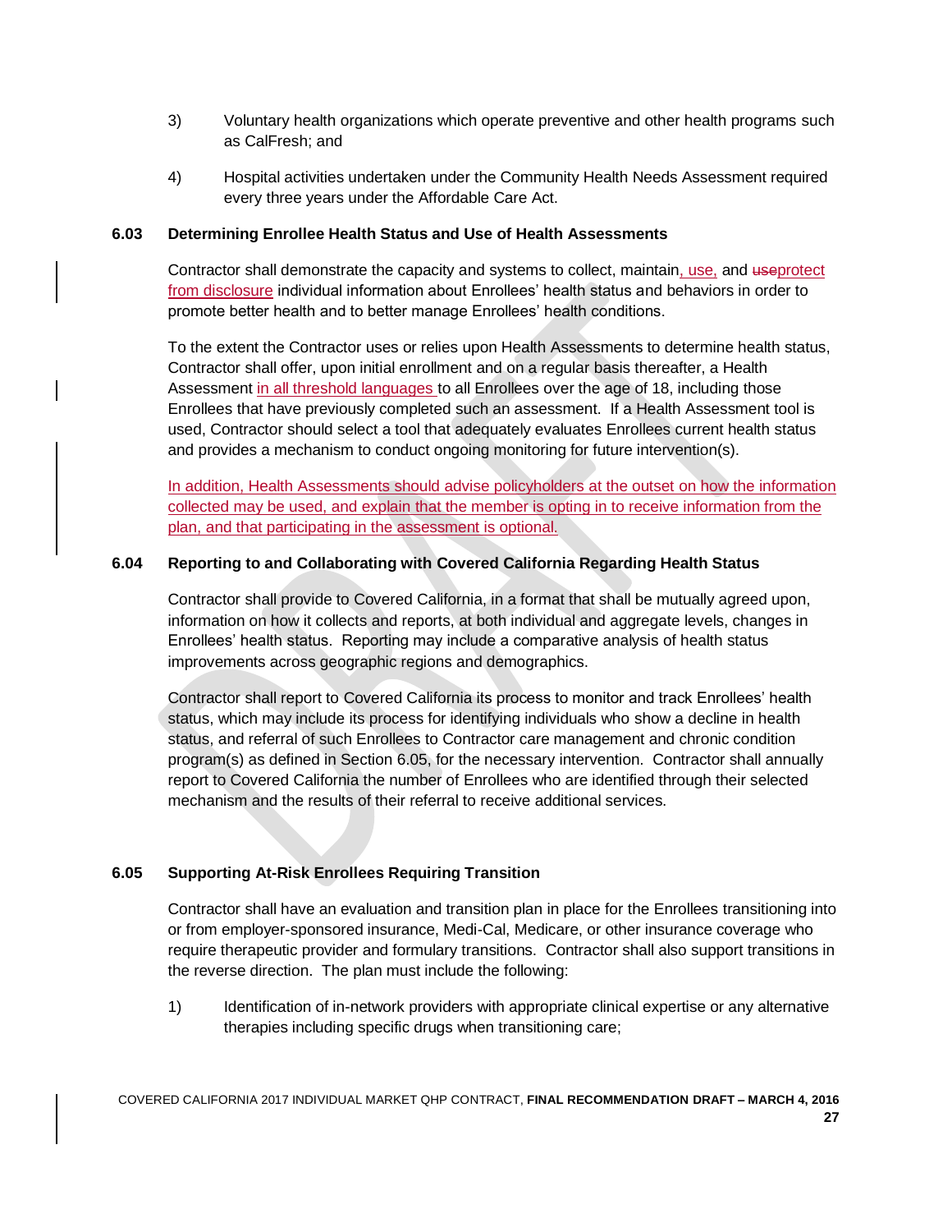3) Voluntary health organizations which operate preventive and other health programs such as CalFresh; and

4) Hospital activities undertaken under the Community Health Needs Assessment required every three years under the Affordable Care Act.

### 6.03 Determining Enrollee Health Status and Use of Health Assessments

Contractor shall demonstrate the capacity and systems to collect, maintain, use, and ~~use~~protect from disclosure individual information about Enrollees' health status and behaviors in order to promote better health and to better manage Enrollees' health conditions.

To the extent the Contractor uses or relies upon Health Assessments to determine health status, Contractor shall offer, upon initial enrollment and on a regular basis thereafter, a Health Assessment in all threshold languages to all Enrollees over the age of 18, including those Enrollees that have previously completed such an assessment. If a Health Assessment tool is used, Contractor should select a tool that adequately evaluates Enrollees current health status and provides a mechanism to conduct ongoing monitoring for future intervention(s).

In addition, Health Assessments should advise policyholders at the outset on how the information collected may be used, and explain that the member is opting in to receive information from the plan, and that participating in the assessment is optional.

### 6.04 Reporting to and Collaborating with Covered California Regarding Health Status

Contractor shall provide to Covered California, in a format that shall be mutually agreed upon, information on how it collects and reports, at both individual and aggregate levels, changes in Enrollees' health status. Reporting may include a comparative analysis of health status improvements across geographic regions and demographics.

Contractor shall report to Covered California its process to monitor and track Enrollees' health status, which may include its process for identifying individuals who show a decline in health status, and referral of such Enrollees to Contractor care management and chronic condition program(s) as defined in Section 6.05, for the necessary intervention. Contractor shall annually report to Covered California the number of Enrollees who are identified through their selected mechanism and the results of their referral to receive additional services.

### 6.05 Supporting At-Risk Enrollees Requiring Transition

Contractor shall have an evaluation and transition plan in place for the Enrollees transitioning into or from employer-sponsored insurance, Medi-Cal, Medicare, or other insurance coverage who require therapeutic provider and formulary transitions. Contractor shall also support transitions in the reverse direction. The plan must include the following:

1) Identification of in-network providers with appropriate clinical expertise or any alternative therapies including specific drugs when transitioning care;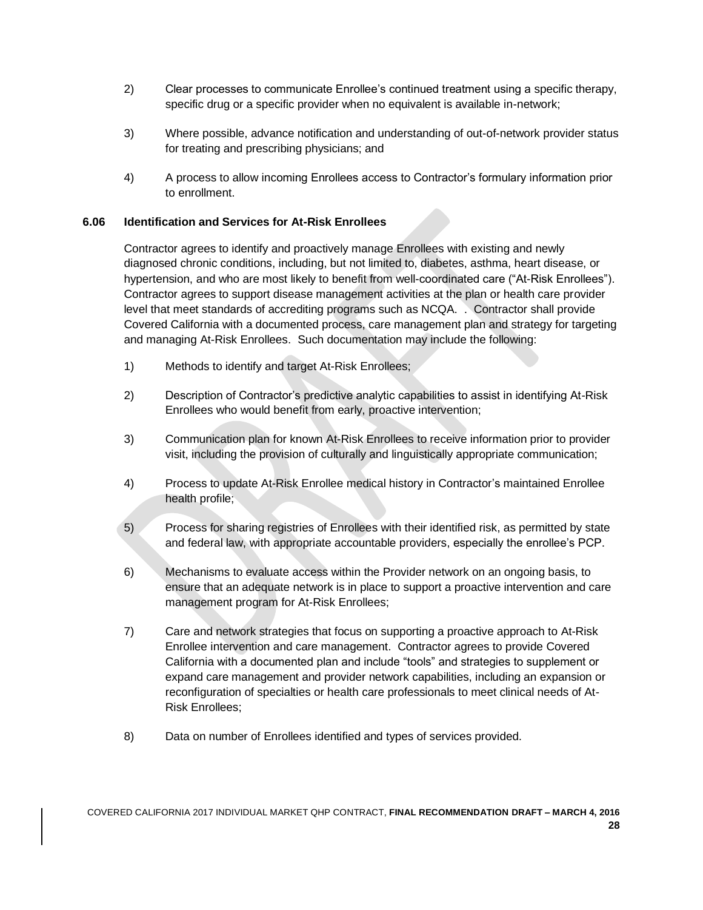2) Clear processes to communicate Enrollee's continued treatment using a specific therapy, specific drug or a specific provider when no equivalent is available in-network;

3) Where possible, advance notification and understanding of out-of-network provider status for treating and prescribing physicians; and

4) A process to allow incoming Enrollees access to Contractor's formulary information prior to enrollment.

### 6.06 Identification and Services for At-Risk Enrollees

Contractor agrees to identify and proactively manage Enrollees with existing and newly diagnosed chronic conditions, including, but not limited to, diabetes, asthma, heart disease, or hypertension, and who are most likely to benefit from well-coordinated care ("At-Risk Enrollees"). Contractor agrees to support disease management activities at the plan or health care provider level that meet standards of accrediting programs such as NCQA. . Contractor shall provide Covered California with a documented process, care management plan and strategy for targeting and managing At-Risk Enrollees. Such documentation may include the following:

1) Methods to identify and target At-Risk Enrollees;

2) Description of Contractor's predictive analytic capabilities to assist in identifying At-Risk Enrollees who would benefit from early, proactive intervention;

3) Communication plan for known At-Risk Enrollees to receive information prior to provider visit, including the provision of culturally and linguistically appropriate communication;

4) Process to update At-Risk Enrollee medical history in Contractor's maintained Enrollee health profile;

5) Process for sharing registries of Enrollees with their identified risk, as permitted by state and federal law, with appropriate accountable providers, especially the enrollee's PCP.

6) Mechanisms to evaluate access within the Provider network on an ongoing basis, to ensure that an adequate network is in place to support a proactive intervention and care management program for At-Risk Enrollees;

7) Care and network strategies that focus on supporting a proactive approach to At-Risk Enrollee intervention and care management. Contractor agrees to provide Covered California with a documented plan and include "tools" and strategies to supplement or expand care management and provider network capabilities, including an expansion or reconfiguration of specialties or health care professionals to meet clinical needs of At-Risk Enrollees;

8) Data on number of Enrollees identified and types of services provided.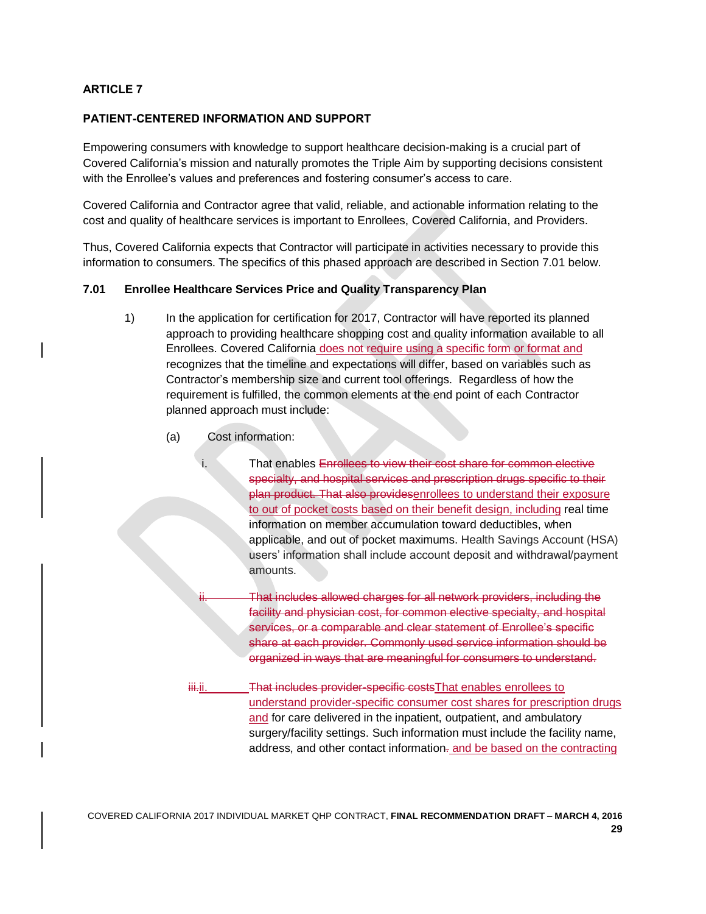**ARTICLE 7**

**PATIENT-CENTERED INFORMATION AND SUPPORT**

Empowering consumers with knowledge to support healthcare decision-making is a crucial part of Covered California's mission and naturally promotes the Triple Aim by supporting decisions consistent with the Enrollee's values and preferences and fostering consumer's access to care.

Covered California and Contractor agree that valid, reliable, and actionable information relating to the cost and quality of healthcare services is important to Enrollees, Covered California, and Providers.

Thus, Covered California expects that Contractor will participate in activities necessary to provide this information to consumers. The specifics of this phased approach are described in Section 7.01 below.

**7.01 Enrollee Healthcare Services Price and Quality Transparency Plan**

1) In the application for certification for 2017, Contractor will have reported its planned approach to providing healthcare shopping cost and quality information available to all Enrollees. Covered California does not require using a specific form or format and recognizes that the timeline and expectations will differ, based on variables such as Contractor's membership size and current tool offerings. Regardless of how the requirement is fulfilled, the common elements at the end point of each Contractor planned approach must include:

   (a) Cost information:

      i. That enables ~~Enrollees to view their cost share for common elective specialty, and hospital services and prescription drugs specific to their plan product. That also provides~~enrollees to understand their exposure to out of pocket costs based on their benefit design, including real time information on member accumulation toward deductibles, when applicable, and out of pocket maximums. Health Savings Account (HSA) users' information shall include account deposit and withdrawal/payment amounts.

      ~~ii. That includes allowed charges for all network providers, including the facility and physician cost, for common elective specialty, and hospital services, or a comparable and clear statement of Enrollee's specific share at each provider. Commonly used service information should be organized in ways that are meaningful for consumers to understand.~~

      ~~iii.~~ii. ~~That includes provider-specific costs~~That enables enrollees to understand provider-specific consumer cost shares for prescription drugs and for care delivered in the inpatient, outpatient, and ambulatory surgery/facility settings. Such information must include the facility name, address, and other contact information~~.~~ and be based on the contracting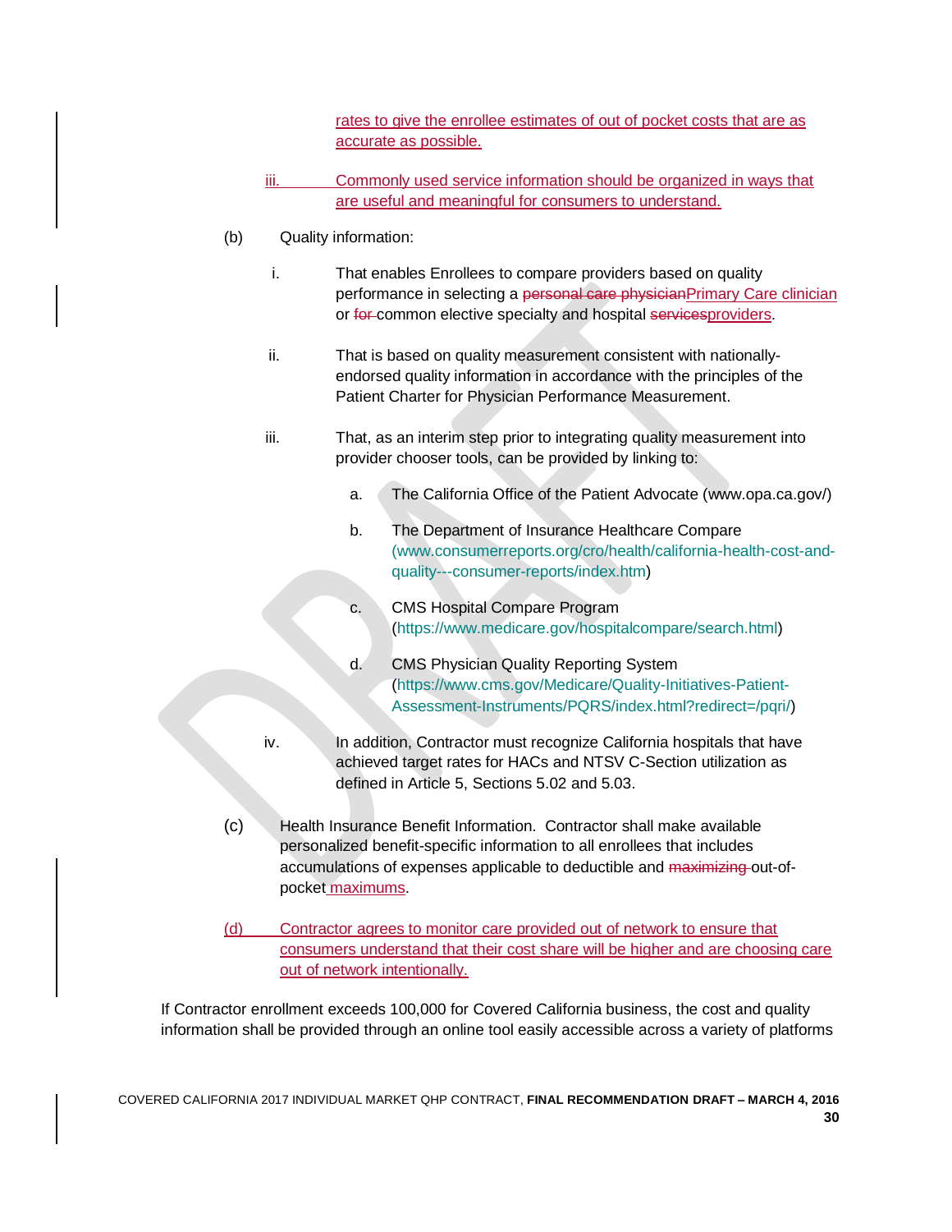rates to give the enrollee estimates of out of pocket costs that are as accurate as possible.

iii. Commonly used service information should be organized in ways that are useful and meaningful for consumers to understand.

(b) Quality information:

i. That enables Enrollees to compare providers based on quality performance in selecting a ~~personal care physician~~Primary Care clinician or ~~for~~ common elective specialty and hospital ~~services~~providers.

ii. That is based on quality measurement consistent with nationally-endorsed quality information in accordance with the principles of the Patient Charter for Physician Performance Measurement.

iii. That, as an interim step prior to integrating quality measurement into provider chooser tools, can be provided by linking to:

a. The California Office of the Patient Advocate (www.opa.ca.gov/)

b. The Department of Insurance Healthcare Compare (www.consumerreports.org/cro/health/california-health-cost-and-quality---consumer-reports/index.htm)

c. CMS Hospital Compare Program (https://www.medicare.gov/hospitalcompare/search.html)

d. CMS Physician Quality Reporting System (https://www.cms.gov/Medicare/Quality-Initiatives-Patient-Assessment-Instruments/PQRS/index.html?redirect=/pqri/)

iv. In addition, Contractor must recognize California hospitals that have achieved target rates for HACs and NTSV C-Section utilization as defined in Article 5, Sections 5.02 and 5.03.

(c) Health Insurance Benefit Information. Contractor shall make available personalized benefit-specific information to all enrollees that includes accumulations of expenses applicable to deductible and ~~maximizing~~ out-of-pocket maximums.

(d) Contractor agrees to monitor care provided out of network to ensure that consumers understand that their cost share will be higher and are choosing care out of network intentionally.

If Contractor enrollment exceeds 100,000 for Covered California business, the cost and quality information shall be provided through an online tool easily accessible across a variety of platforms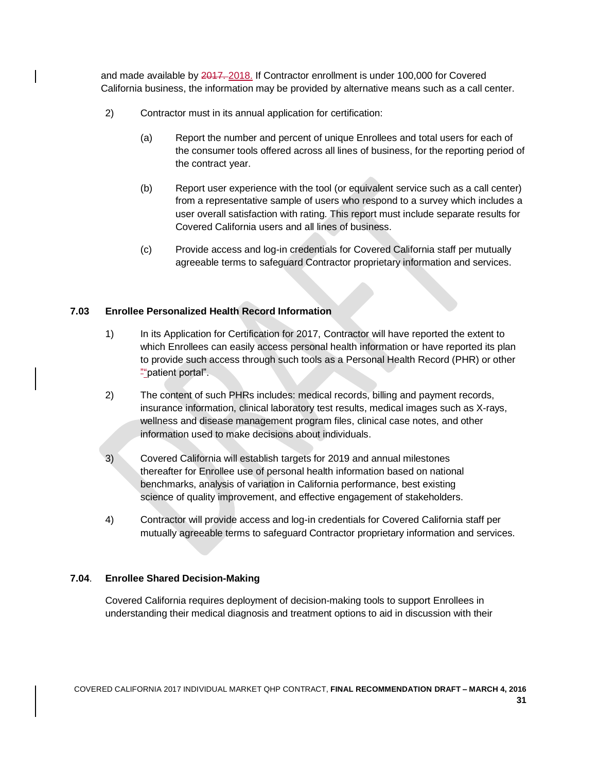and made available by ~~2017.~~ 2018. If Contractor enrollment is under 100,000 for Covered California business, the information may be provided by alternative means such as a call center.

2) Contractor must in its annual application for certification:

   (a) Report the number and percent of unique Enrollees and total users for each of the consumer tools offered across all lines of business, for the reporting period of the contract year.

   (b) Report user experience with the tool (or equivalent service such as a call center) from a representative sample of users who respond to a survey which includes a user overall satisfaction with rating. This report must include separate results for Covered California users and all lines of business.

   (c) Provide access and log-in credentials for Covered California staff per mutually agreeable terms to safeguard Contractor proprietary information and services.

### 7.03 Enrollee Personalized Health Record Information

1) In its Application for Certification for 2017, Contractor will have reported the extent to which Enrollees can easily access personal health information or have reported its plan to provide such access through such tools as a Personal Health Record (PHR) or other ~~"~~"patient portal".

2) The content of such PHRs includes: medical records, billing and payment records, insurance information, clinical laboratory test results, medical images such as X-rays, wellness and disease management program files, clinical case notes, and other information used to make decisions about individuals.

3) Covered California will establish targets for 2019 and annual milestones thereafter for Enrollee use of personal health information based on national benchmarks, analysis of variation in California performance, best existing science of quality improvement, and effective engagement of stakeholders.

4) Contractor will provide access and log-in credentials for Covered California staff per mutually agreeable terms to safeguard Contractor proprietary information and services.

### 7.04. Enrollee Shared Decision-Making

Covered California requires deployment of decision-making tools to support Enrollees in understanding their medical diagnosis and treatment options to aid in discussion with their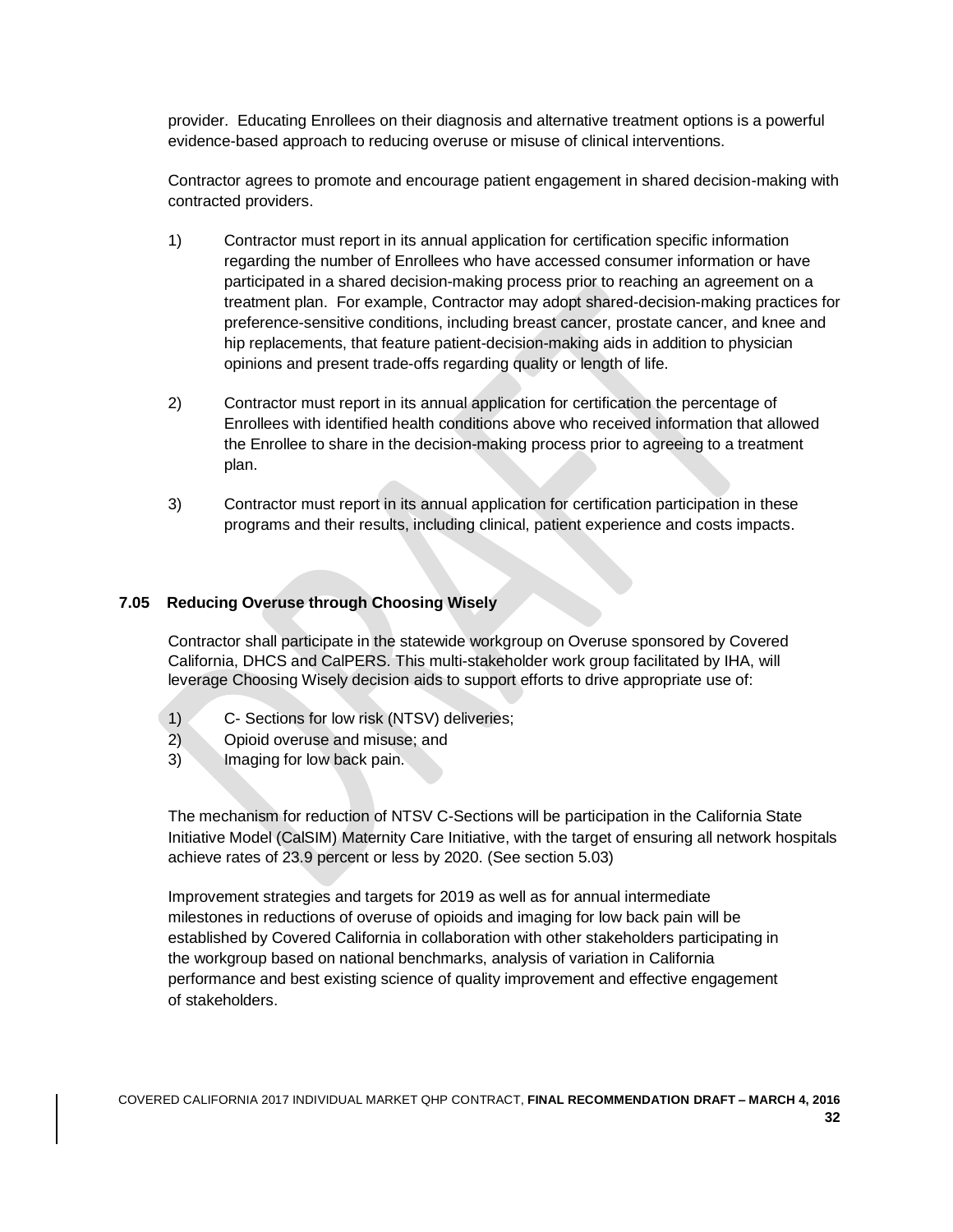provider. Educating Enrollees on their diagnosis and alternative treatment options is a powerful evidence-based approach to reducing overuse or misuse of clinical interventions.

Contractor agrees to promote and encourage patient engagement in shared decision-making with contracted providers.

1) Contractor must report in its annual application for certification specific information regarding the number of Enrollees who have accessed consumer information or have participated in a shared decision-making process prior to reaching an agreement on a treatment plan. For example, Contractor may adopt shared-decision-making practices for preference-sensitive conditions, including breast cancer, prostate cancer, and knee and hip replacements, that feature patient-decision-making aids in addition to physician opinions and present trade-offs regarding quality or length of life.

2) Contractor must report in its annual application for certification the percentage of Enrollees with identified health conditions above who received information that allowed the Enrollee to share in the decision-making process prior to agreeing to a treatment plan.

3) Contractor must report in its annual application for certification participation in these programs and their results, including clinical, patient experience and costs impacts.

### 7.05 Reducing Overuse through Choosing Wisely

Contractor shall participate in the statewide workgroup on Overuse sponsored by Covered California, DHCS and CalPERS. This multi-stakeholder work group facilitated by IHA, will leverage Choosing Wisely decision aids to support efforts to drive appropriate use of:

1) C- Sections for low risk (NTSV) deliveries;
2) Opioid overuse and misuse; and
3) Imaging for low back pain.

The mechanism for reduction of NTSV C-Sections will be participation in the California State Initiative Model (CalSIM) Maternity Care Initiative, with the target of ensuring all network hospitals achieve rates of 23.9 percent or less by 2020. (See section 5.03)

Improvement strategies and targets for 2019 as well as for annual intermediate milestones in reductions of overuse of opioids and imaging for low back pain will be established by Covered California in collaboration with other stakeholders participating in the workgroup based on national benchmarks, analysis of variation in California performance and best existing science of quality improvement and effective engagement of stakeholders.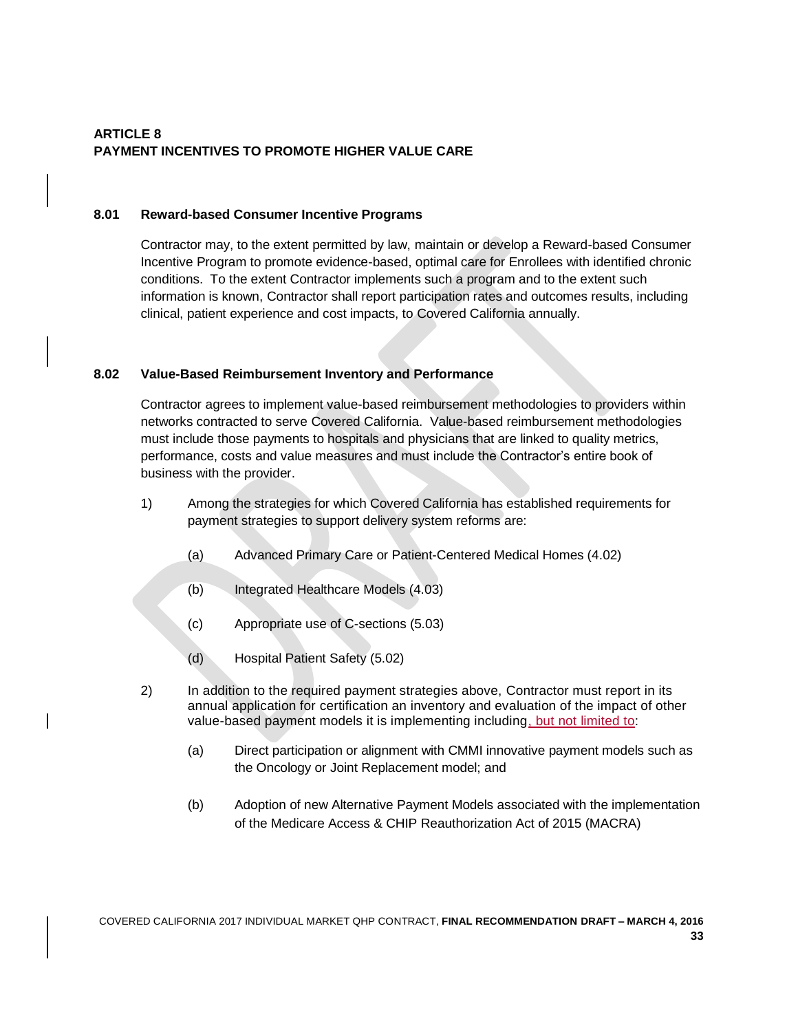## ARTICLE 8
## PAYMENT INCENTIVES TO PROMOTE HIGHER VALUE CARE

### 8.01 Reward-based Consumer Incentive Programs

Contractor may, to the extent permitted by law, maintain or develop a Reward-based Consumer Incentive Program to promote evidence-based, optimal care for Enrollees with identified chronic conditions. To the extent Contractor implements such a program and to the extent such information is known, Contractor shall report participation rates and outcomes results, including clinical, patient experience and cost impacts, to Covered California annually.

### 8.02 Value-Based Reimbursement Inventory and Performance

Contractor agrees to implement value-based reimbursement methodologies to providers within networks contracted to serve Covered California. Value-based reimbursement methodologies must include those payments to hospitals and physicians that are linked to quality metrics, performance, costs and value measures and must include the Contractor's entire book of business with the provider.

1) Among the strategies for which Covered California has established requirements for payment strategies to support delivery system reforms are:

   (a) Advanced Primary Care or Patient-Centered Medical Homes (4.02)

   (b) Integrated Healthcare Models (4.03)

   (c) Appropriate use of C-sections (5.03)

   (d) Hospital Patient Safety (5.02)

2) In addition to the required payment strategies above, Contractor must report in its annual application for certification an inventory and evaluation of the impact of other value-based payment models it is implementing including, but not limited to:

   (a) Direct participation or alignment with CMMI innovative payment models such as the Oncology or Joint Replacement model; and

   (b) Adoption of new Alternative Payment Models associated with the implementation of the Medicare Access & CHIP Reauthorization Act of 2015 (MACRA)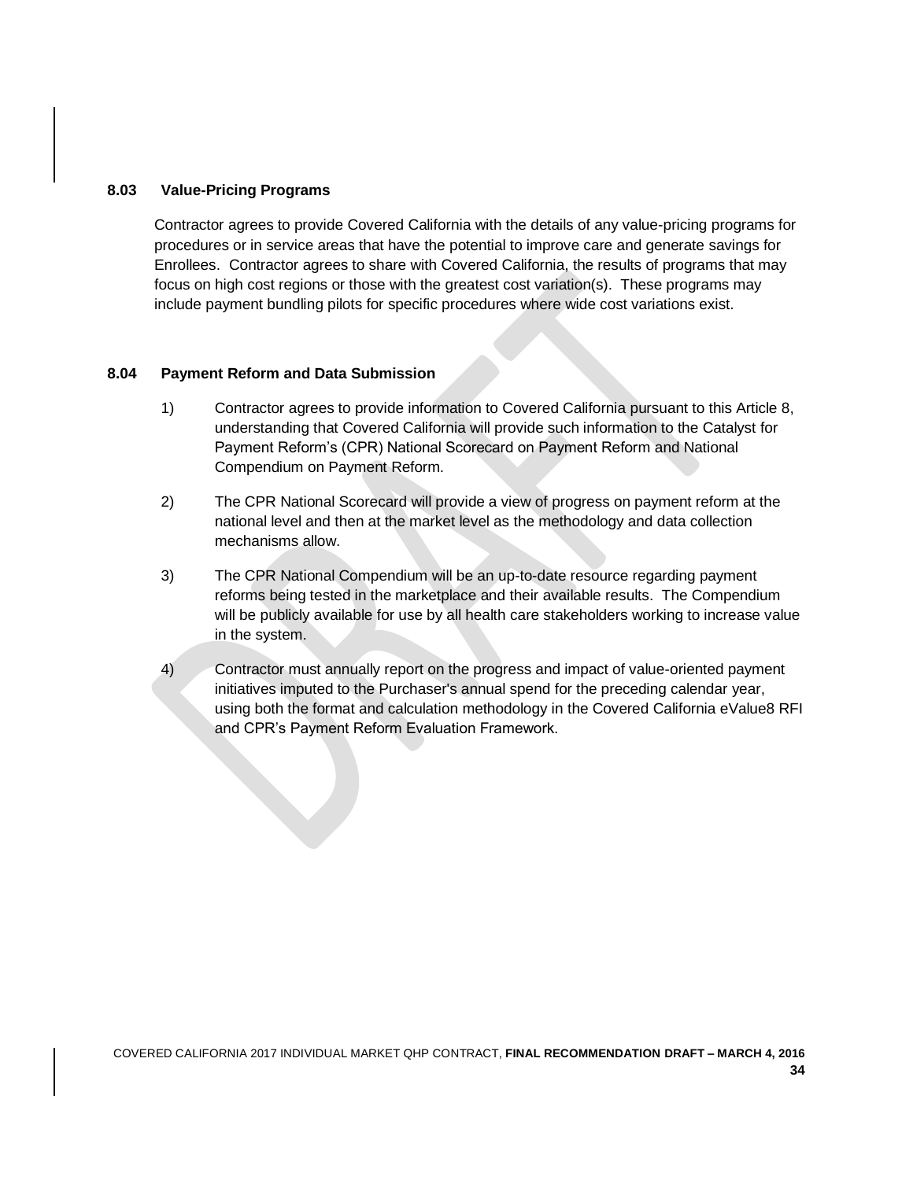### 8.03 Value-Pricing Programs

Contractor agrees to provide Covered California with the details of any value-pricing programs for procedures or in service areas that have the potential to improve care and generate savings for Enrollees. Contractor agrees to share with Covered California, the results of programs that may focus on high cost regions or those with the greatest cost variation(s). These programs may include payment bundling pilots for specific procedures where wide cost variations exist.

### 8.04 Payment Reform and Data Submission

1) Contractor agrees to provide information to Covered California pursuant to this Article 8, understanding that Covered California will provide such information to the Catalyst for Payment Reform's (CPR) National Scorecard on Payment Reform and National Compendium on Payment Reform.

2) The CPR National Scorecard will provide a view of progress on payment reform at the national level and then at the market level as the methodology and data collection mechanisms allow.

3) The CPR National Compendium will be an up-to-date resource regarding payment reforms being tested in the marketplace and their available results. The Compendium will be publicly available for use by all health care stakeholders working to increase value in the system.

4) Contractor must annually report on the progress and impact of value-oriented payment initiatives imputed to the Purchaser's annual spend for the preceding calendar year, using both the format and calculation methodology in the Covered California eValue8 RFI and CPR's Payment Reform Evaluation Framework.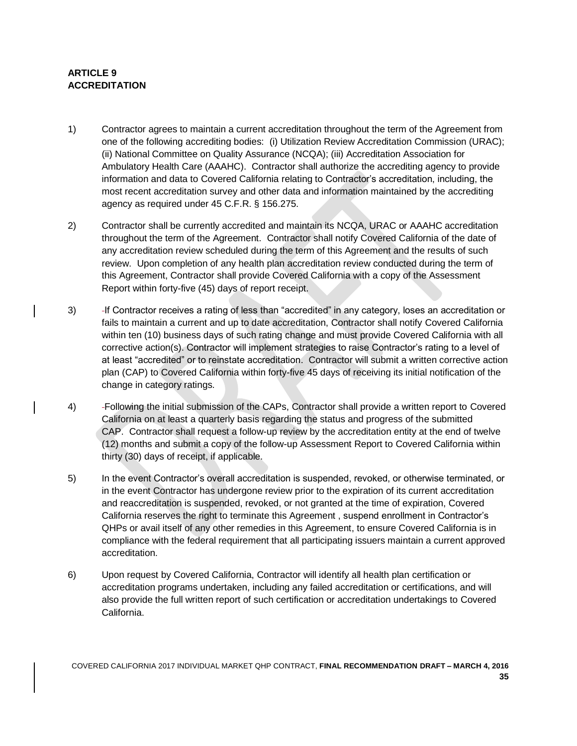**ARTICLE 9**
**ACCREDITATION**

1) Contractor agrees to maintain a current accreditation throughout the term of the Agreement from one of the following accrediting bodies: (i) Utilization Review Accreditation Commission (URAC); (ii) National Committee on Quality Assurance (NCQA); (iii) Accreditation Association for Ambulatory Health Care (AAAHC). Contractor shall authorize the accrediting agency to provide information and data to Covered California relating to Contractor's accreditation, including, the most recent accreditation survey and other data and information maintained by the accrediting agency as required under 45 C.F.R. § 156.275.

2) Contractor shall be currently accredited and maintain its NCQA, URAC or AAAHC accreditation throughout the term of the Agreement. Contractor shall notify Covered California of the date of any accreditation review scheduled during the term of this Agreement and the results of such review. Upon completion of any health plan accreditation review conducted during the term of this Agreement, Contractor shall provide Covered California with a copy of the Assessment Report within forty-five (45) days of report receipt.

3) If Contractor receives a rating of less than "accredited" in any category, loses an accreditation or fails to maintain a current and up to date accreditation, Contractor shall notify Covered California within ten (10) business days of such rating change and must provide Covered California with all corrective action(s). Contractor will implement strategies to raise Contractor's rating to a level of at least "accredited" or to reinstate accreditation. Contractor will submit a written corrective action plan (CAP) to Covered California within forty-five 45 days of receiving its initial notification of the change in category ratings.

4) Following the initial submission of the CAPs, Contractor shall provide a written report to Covered California on at least a quarterly basis regarding the status and progress of the submitted CAP. Contractor shall request a follow-up review by the accreditation entity at the end of twelve (12) months and submit a copy of the follow-up Assessment Report to Covered California within thirty (30) days of receipt, if applicable.

5) In the event Contractor's overall accreditation is suspended, revoked, or otherwise terminated, or in the event Contractor has undergone review prior to the expiration of its current accreditation and reaccreditation is suspended, revoked, or not granted at the time of expiration, Covered California reserves the right to terminate this Agreement , suspend enrollment in Contractor's QHPs or avail itself of any other remedies in this Agreement, to ensure Covered California is in compliance with the federal requirement that all participating issuers maintain a current approved accreditation.

6) Upon request by Covered California, Contractor will identify all health plan certification or accreditation programs undertaken, including any failed accreditation or certifications, and will also provide the full written report of such certification or accreditation undertakings to Covered California.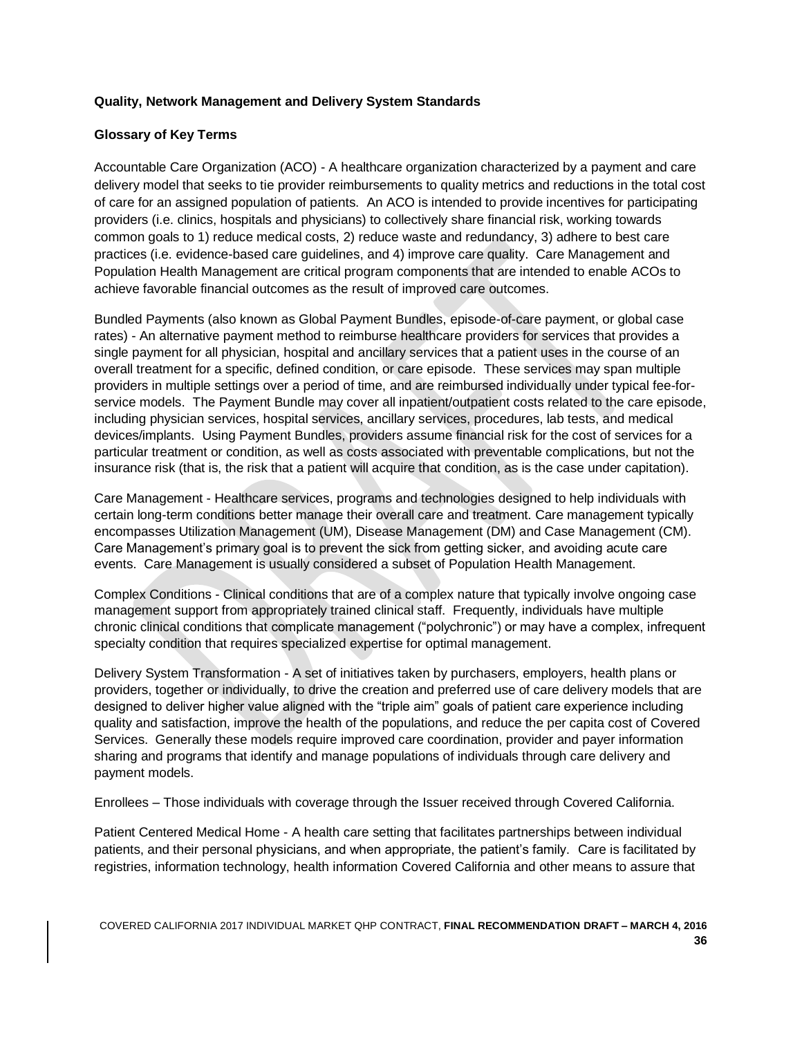**Quality, Network Management and Delivery System Standards**

**Glossary of Key Terms**

Accountable Care Organization (ACO) - A healthcare organization characterized by a payment and care delivery model that seeks to tie provider reimbursements to quality metrics and reductions in the total cost of care for an assigned population of patients. An ACO is intended to provide incentives for participating providers (i.e. clinics, hospitals and physicians) to collectively share financial risk, working towards common goals to 1) reduce medical costs, 2) reduce waste and redundancy, 3) adhere to best care practices (i.e. evidence-based care guidelines, and 4) improve care quality. Care Management and Population Health Management are critical program components that are intended to enable ACOs to achieve favorable financial outcomes as the result of improved care outcomes.

Bundled Payments (also known as Global Payment Bundles, episode-of-care payment, or global case rates) - An alternative payment method to reimburse healthcare providers for services that provides a single payment for all physician, hospital and ancillary services that a patient uses in the course of an overall treatment for a specific, defined condition, or care episode. These services may span multiple providers in multiple settings over a period of time, and are reimbursed individually under typical fee-for-service models. The Payment Bundle may cover all inpatient/outpatient costs related to the care episode, including physician services, hospital services, ancillary services, procedures, lab tests, and medical devices/implants. Using Payment Bundles, providers assume financial risk for the cost of services for a particular treatment or condition, as well as costs associated with preventable complications, but not the insurance risk (that is, the risk that a patient will acquire that condition, as is the case under capitation).

Care Management - Healthcare services, programs and technologies designed to help individuals with certain long-term conditions better manage their overall care and treatment. Care management typically encompasses Utilization Management (UM), Disease Management (DM) and Case Management (CM). Care Management's primary goal is to prevent the sick from getting sicker, and avoiding acute care events. Care Management is usually considered a subset of Population Health Management.

Complex Conditions - Clinical conditions that are of a complex nature that typically involve ongoing case management support from appropriately trained clinical staff. Frequently, individuals have multiple chronic clinical conditions that complicate management ("polychronic") or may have a complex, infrequent specialty condition that requires specialized expertise for optimal management.

Delivery System Transformation - A set of initiatives taken by purchasers, employers, health plans or providers, together or individually, to drive the creation and preferred use of care delivery models that are designed to deliver higher value aligned with the "triple aim" goals of patient care experience including quality and satisfaction, improve the health of the populations, and reduce the per capita cost of Covered Services. Generally these models require improved care coordination, provider and payer information sharing and programs that identify and manage populations of individuals through care delivery and payment models.

Enrollees – Those individuals with coverage through the Issuer received through Covered California.

Patient Centered Medical Home - A health care setting that facilitates partnerships between individual patients, and their personal physicians, and when appropriate, the patient's family. Care is facilitated by registries, information technology, health information Covered California and other means to assure that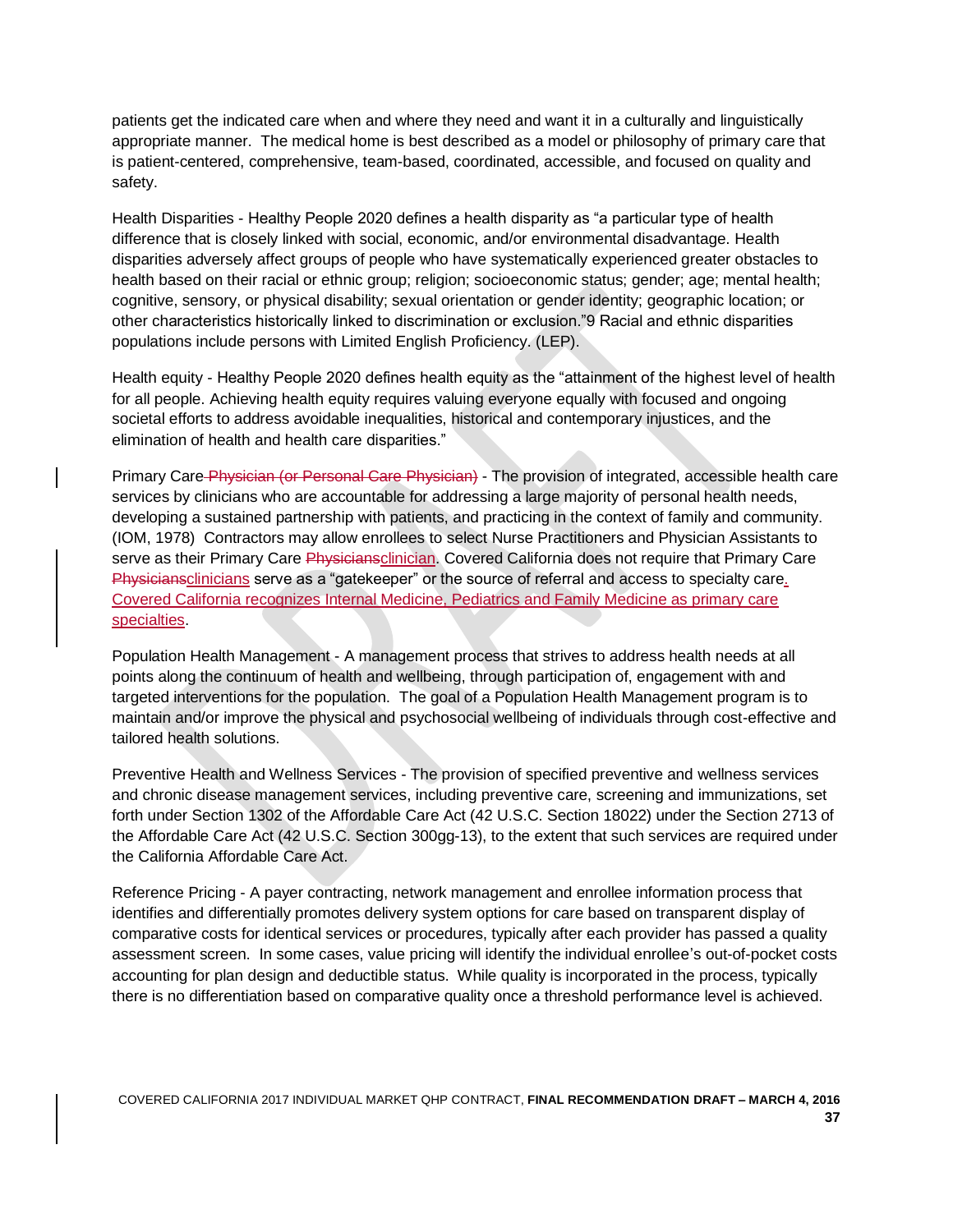patients get the indicated care when and where they need and want it in a culturally and linguistically appropriate manner. The medical home is best described as a model or philosophy of primary care that is patient-centered, comprehensive, team-based, coordinated, accessible, and focused on quality and safety.

Health Disparities - Healthy People 2020 defines a health disparity as "a particular type of health difference that is closely linked with social, economic, and/or environmental disadvantage. Health disparities adversely affect groups of people who have systematically experienced greater obstacles to health based on their racial or ethnic group; religion; socioeconomic status; gender; age; mental health; cognitive, sensory, or physical disability; sexual orientation or gender identity; geographic location; or other characteristics historically linked to discrimination or exclusion."9 Racial and ethnic disparities populations include persons with Limited English Proficiency. (LEP).

Health equity - Healthy People 2020 defines health equity as the "attainment of the highest level of health for all people. Achieving health equity requires valuing everyone equally with focused and ongoing societal efforts to address avoidable inequalities, historical and contemporary injustices, and the elimination of health and health care disparities."

Primary Care ~~Physician (or Personal Care Physician)~~ - The provision of integrated, accessible health care services by clinicians who are accountable for addressing a large majority of personal health needs, developing a sustained partnership with patients, and practicing in the context of family and community. (IOM, 1978) Contractors may allow enrollees to select Nurse Practitioners and Physician Assistants to serve as their Primary Care ~~Physicians~~clinician. Covered California does not require that Primary Care ~~Physicians~~clinicians serve as a "gatekeeper" or the source of referral and access to specialty care. Covered California recognizes Internal Medicine, Pediatrics and Family Medicine as primary care specialties.

Population Health Management - A management process that strives to address health needs at all points along the continuum of health and wellbeing, through participation of, engagement with and targeted interventions for the population. The goal of a Population Health Management program is to maintain and/or improve the physical and psychosocial wellbeing of individuals through cost-effective and tailored health solutions.

Preventive Health and Wellness Services - The provision of specified preventive and wellness services and chronic disease management services, including preventive care, screening and immunizations, set forth under Section 1302 of the Affordable Care Act (42 U.S.C. Section 18022) under the Section 2713 of the Affordable Care Act (42 U.S.C. Section 300gg-13), to the extent that such services are required under the California Affordable Care Act.

Reference Pricing - A payer contracting, network management and enrollee information process that identifies and differentially promotes delivery system options for care based on transparent display of comparative costs for identical services or procedures, typically after each provider has passed a quality assessment screen. In some cases, value pricing will identify the individual enrollee's out-of-pocket costs accounting for plan design and deductible status. While quality is incorporated in the process, typically there is no differentiation based on comparative quality once a threshold performance level is achieved.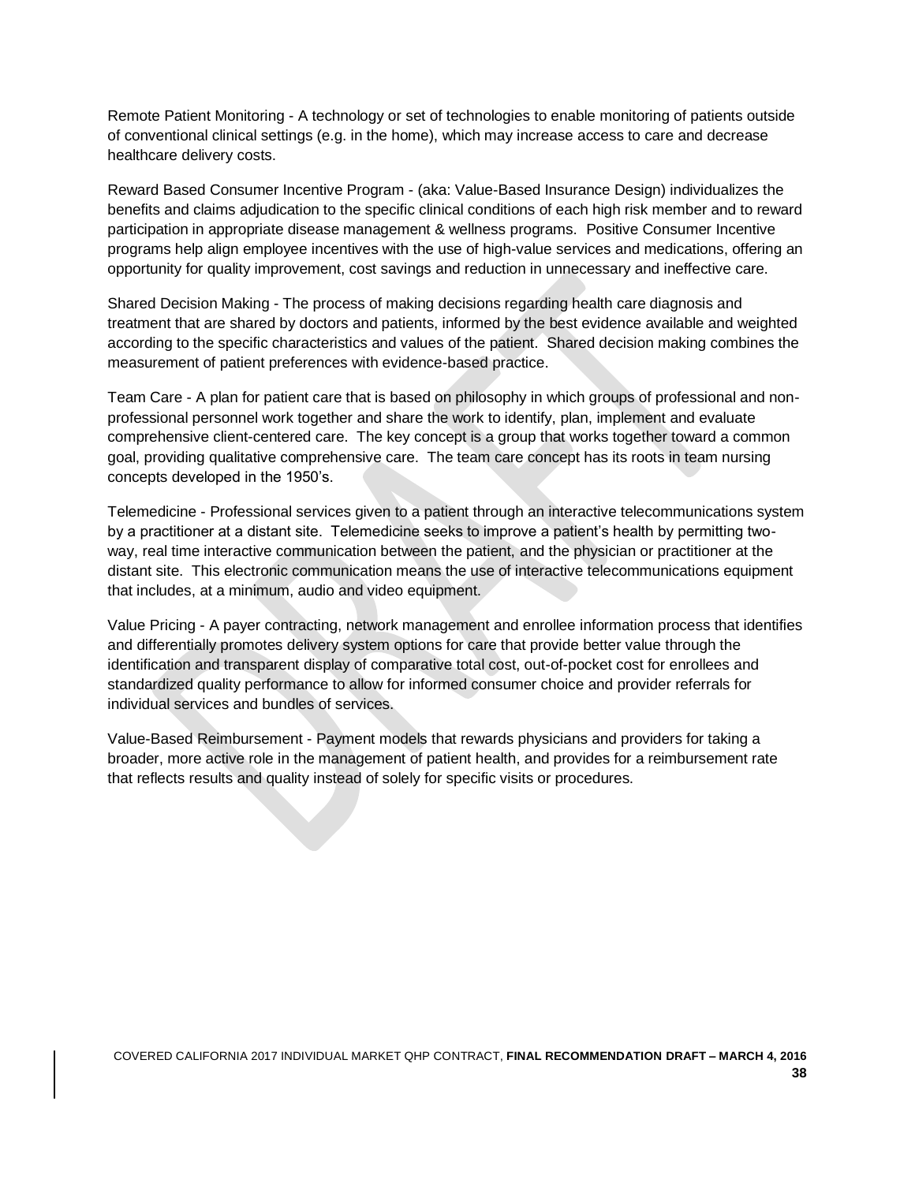Remote Patient Monitoring - A technology or set of technologies to enable monitoring of patients outside of conventional clinical settings (e.g. in the home), which may increase access to care and decrease healthcare delivery costs.

Reward Based Consumer Incentive Program - (aka: Value-Based Insurance Design) individualizes the benefits and claims adjudication to the specific clinical conditions of each high risk member and to reward participation in appropriate disease management & wellness programs. Positive Consumer Incentive programs help align employee incentives with the use of high-value services and medications, offering an opportunity for quality improvement, cost savings and reduction in unnecessary and ineffective care.

Shared Decision Making - The process of making decisions regarding health care diagnosis and treatment that are shared by doctors and patients, informed by the best evidence available and weighted according to the specific characteristics and values of the patient. Shared decision making combines the measurement of patient preferences with evidence-based practice.

Team Care - A plan for patient care that is based on philosophy in which groups of professional and non-professional personnel work together and share the work to identify, plan, implement and evaluate comprehensive client-centered care. The key concept is a group that works together toward a common goal, providing qualitative comprehensive care. The team care concept has its roots in team nursing concepts developed in the 1950's.

Telemedicine - Professional services given to a patient through an interactive telecommunications system by a practitioner at a distant site. Telemedicine seeks to improve a patient's health by permitting two-way, real time interactive communication between the patient, and the physician or practitioner at the distant site. This electronic communication means the use of interactive telecommunications equipment that includes, at a minimum, audio and video equipment.

Value Pricing - A payer contracting, network management and enrollee information process that identifies and differentially promotes delivery system options for care that provide better value through the identification and transparent display of comparative total cost, out-of-pocket cost for enrollees and standardized quality performance to allow for informed consumer choice and provider referrals for individual services and bundles of services.

Value-Based Reimbursement - Payment models that rewards physicians and providers for taking a broader, more active role in the management of patient health, and provides for a reimbursement rate that reflects results and quality instead of solely for specific visits or procedures.